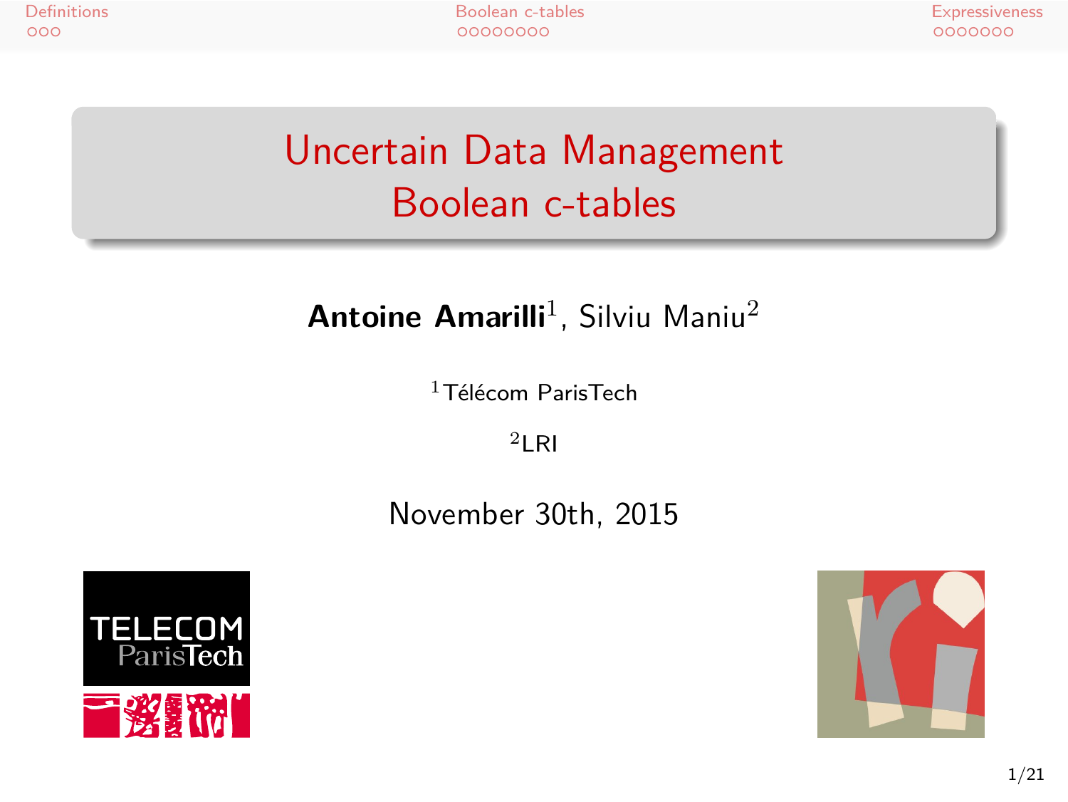# Uncertain Data Management
# Boolean c-tables

**Antoine Amarilli**[1], Silviu Maniu[2]

[1]Télécom ParisTech

[2]LRI

November 30th, 2015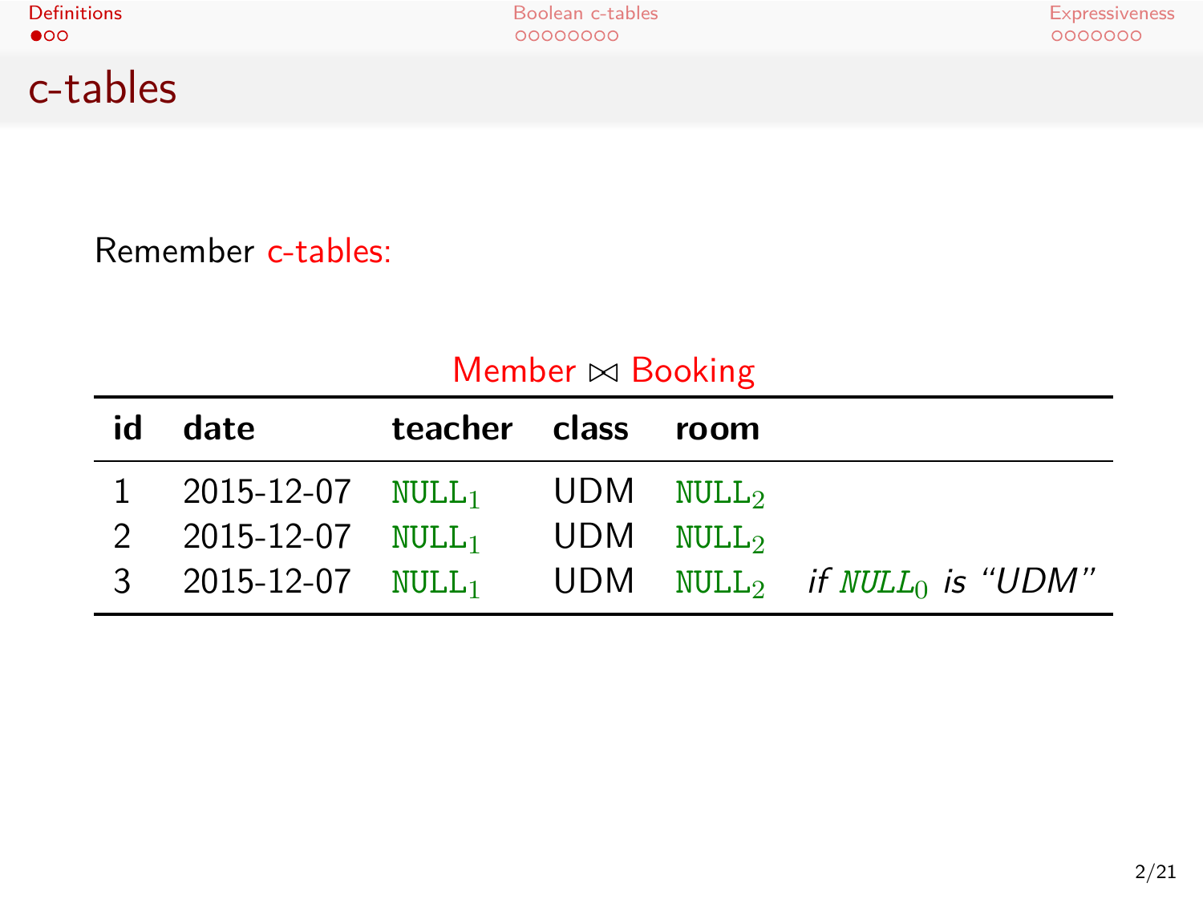## c-tables

Remember c-tables:

Member ⋈ Booking

| id | date | teacher | class | room | |
|---|---|---|---|---|---|
| 1 | 2015-12-07 | $\texttt{NULL}_1$ | UDM | $\texttt{NULL}_2$ | |
| 2 | 2015-12-07 | $\texttt{NULL}_1$ | UDM | $\texttt{NULL}_2$ | |
| 3 | 2015-12-07 | $\texttt{NULL}_1$ | UDM | $\texttt{NULL}_2$ | *if $\texttt{NULL}_0$ is "UDM"* |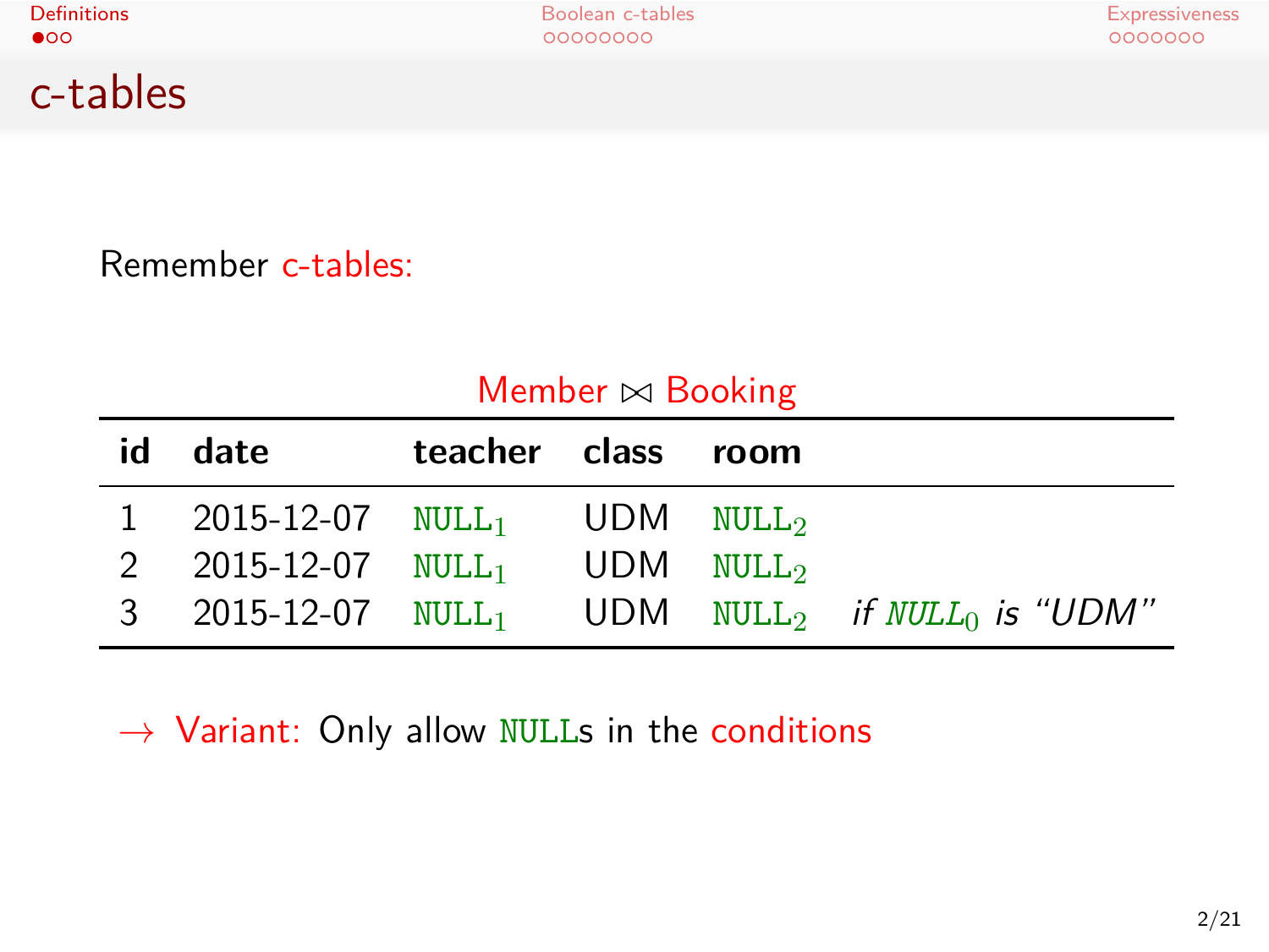# c-tables

Remember c-tables:

Member ⋈ Booking

| id | date | teacher | class | room | |
|---|---|---|---|---|---|
| 1 | 2015-12-07 | NULL$_1$ | UDM | NULL$_2$ | |
| 2 | 2015-12-07 | NULL$_1$ | UDM | NULL$_2$ | |
| 3 | 2015-12-07 | NULL$_1$ | UDM | NULL$_2$ | *if NULL$_0$ is "UDM"* |

→ Variant: Only allow NULLs in the conditions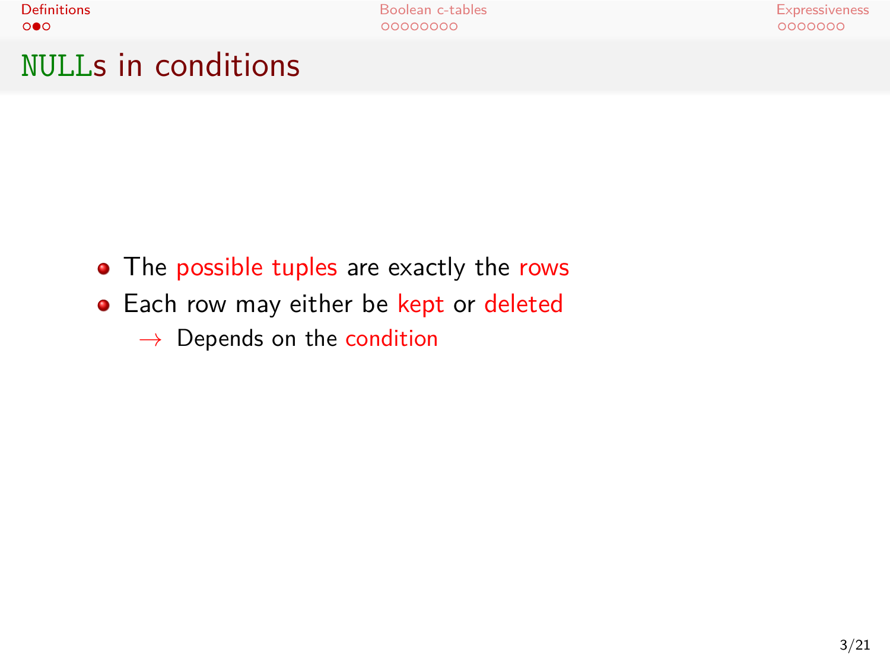## NULLs in conditions

- The possible tuples are exactly the rows
- Each row may either be kept or deleted
  - → Depends on the condition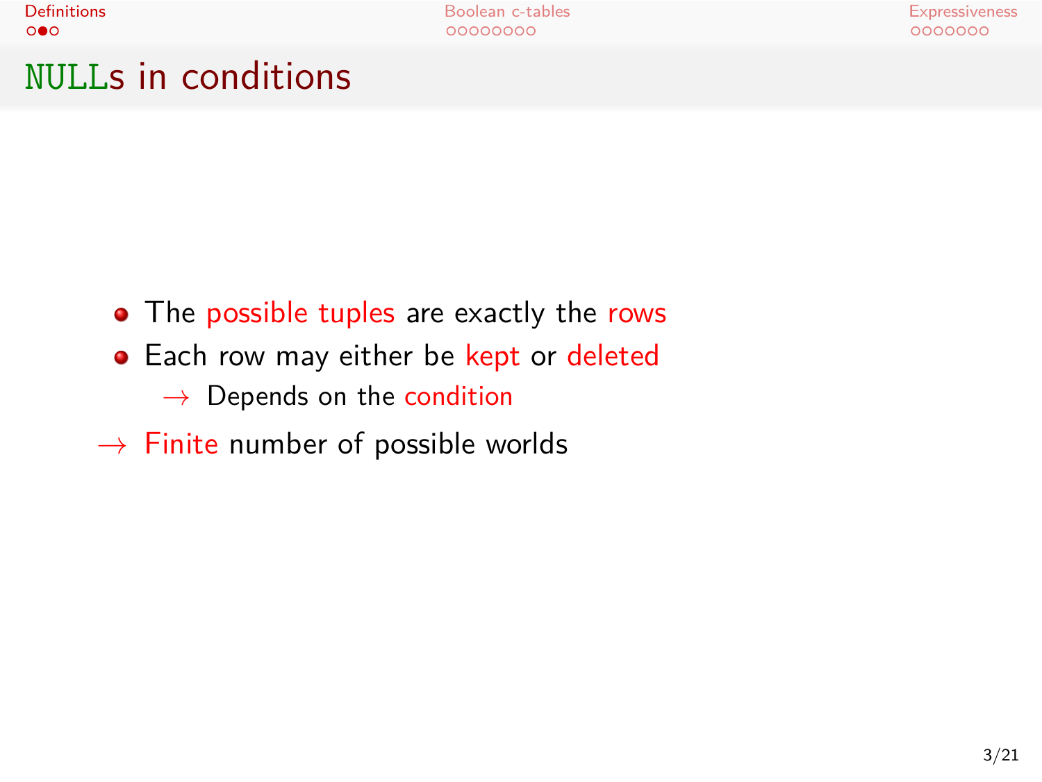## NULLs in conditions

- The possible tuples are exactly the rows
- Each row may either be kept or deleted
  - → Depends on the condition

→ Finite number of possible worlds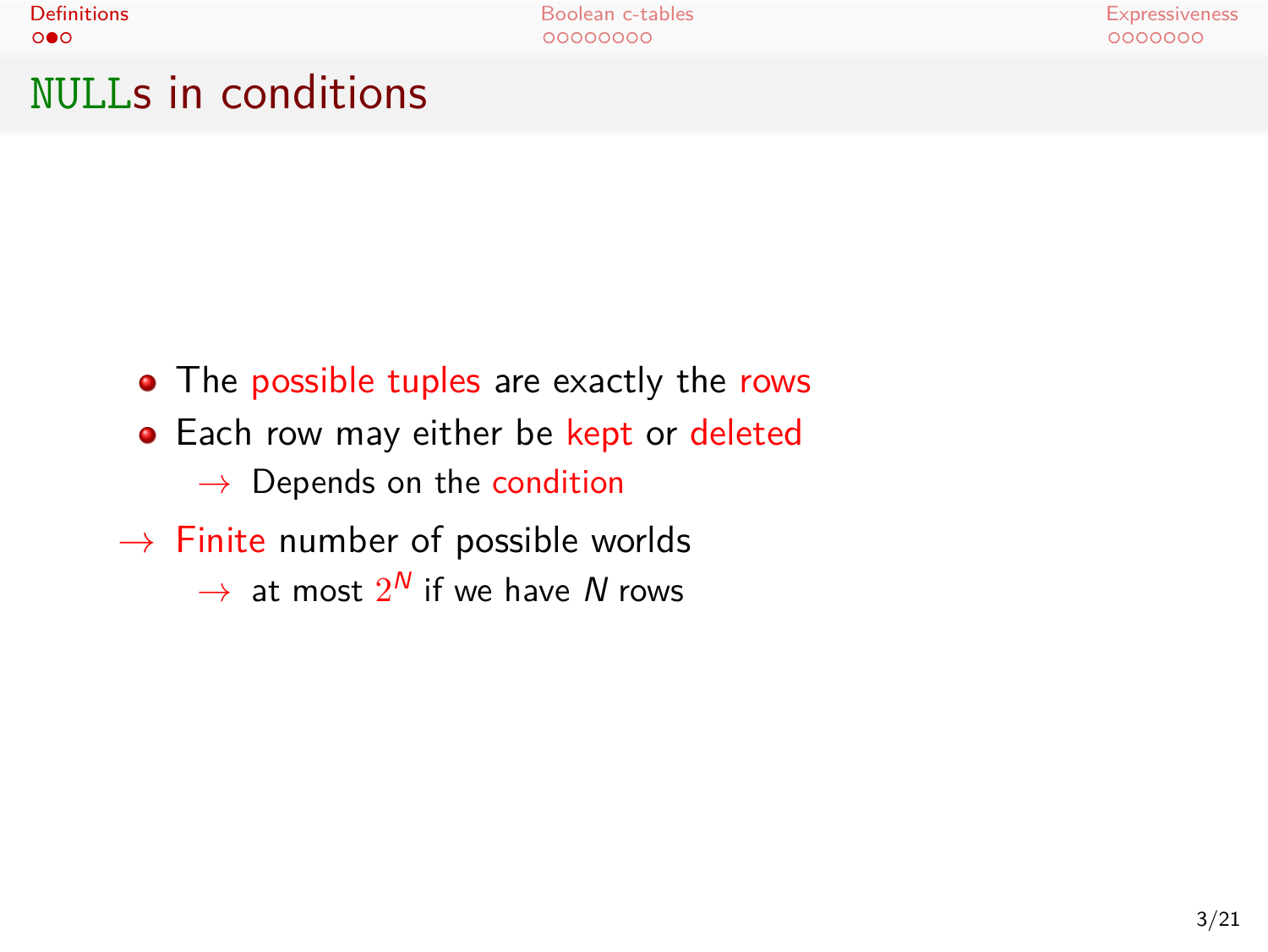## NULLs in conditions

- The possible tuples are exactly the rows
- Each row may either be kept or deleted
  - → Depends on the condition

→ Finite number of possible worlds

  - → at most $2^N$ if we have $N$ rows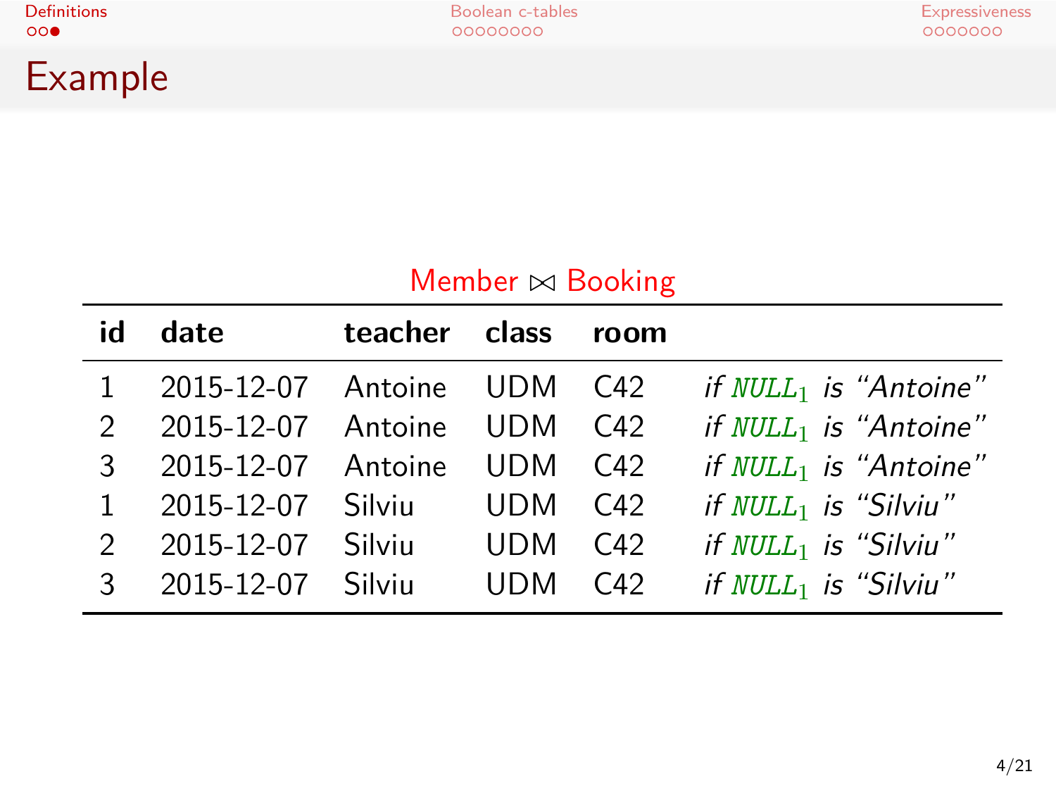## Example

Member $\bowtie$ Booking

| id | date | teacher | class | room | |
|---|---|---|---|---|---|
| 1 | 2015-12-07 | Antoine | UDM | C42 | *if* $NULL_1$ *is "Antoine"* |
| 2 | 2015-12-07 | Antoine | UDM | C42 | *if* $NULL_1$ *is "Antoine"* |
| 3 | 2015-12-07 | Antoine | UDM | C42 | *if* $NULL_1$ *is "Antoine"* |
| 1 | 2015-12-07 | Silviu | UDM | C42 | *if* $NULL_1$ *is "Silviu"* |
| 2 | 2015-12-07 | Silviu | UDM | C42 | *if* $NULL_1$ *is "Silviu"* |
| 3 | 2015-12-07 | Silviu | UDM | C42 | *if* $NULL_1$ *is "Silviu"* |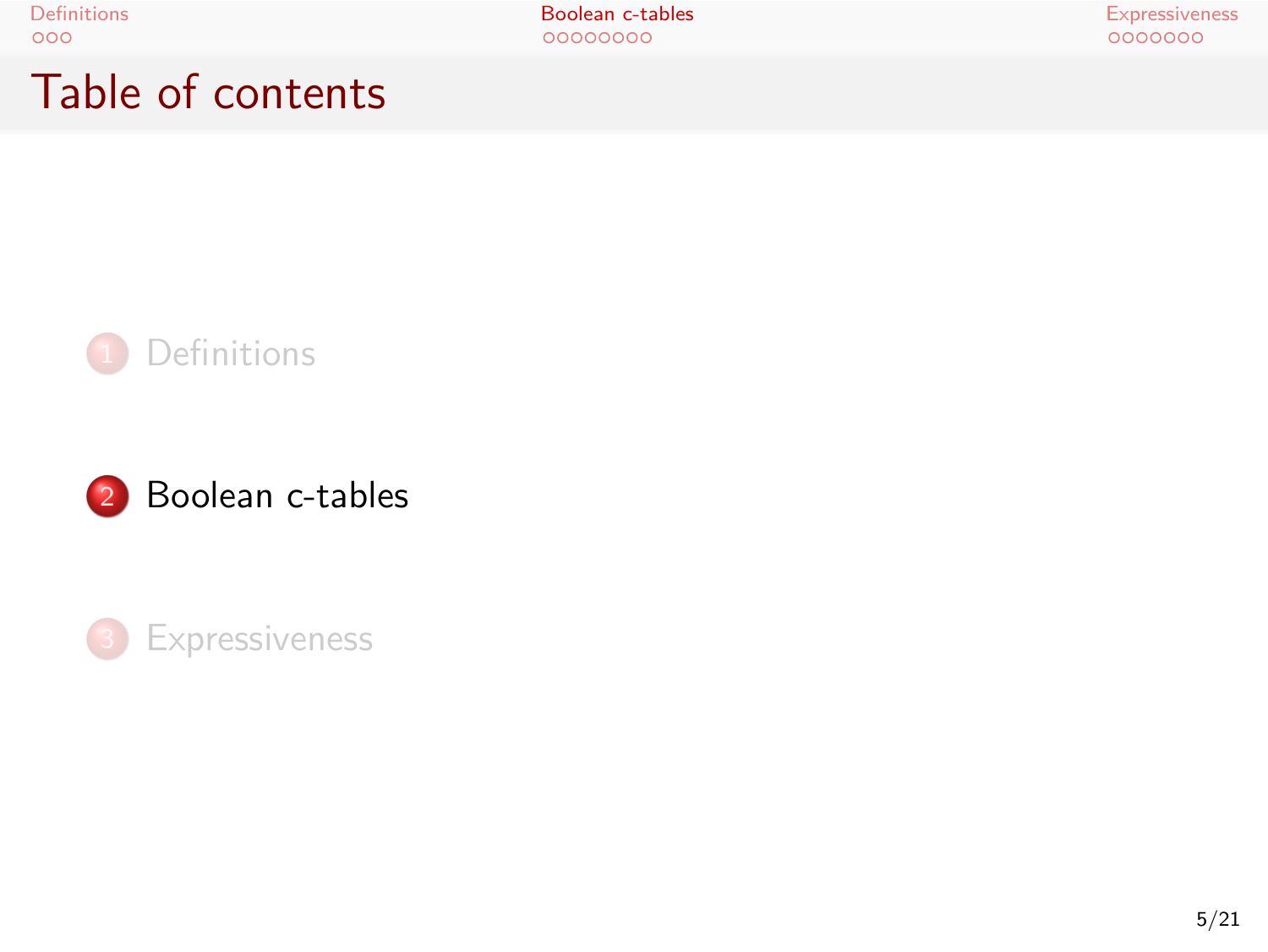# Table of contents

1. Definitions
2. Boolean c-tables
3. Expressiveness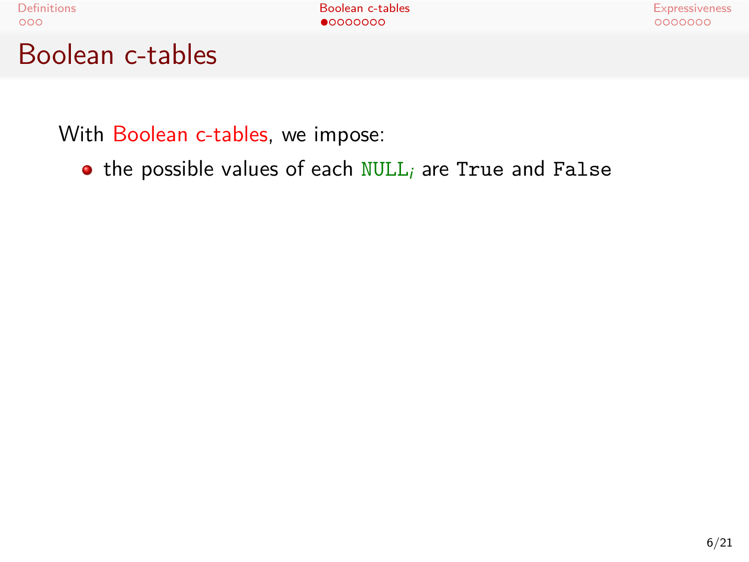# Boolean c-tables

With Boolean c-tables, we impose:

- the possible values of each $\texttt{NULL}_i$ are `True` and `False`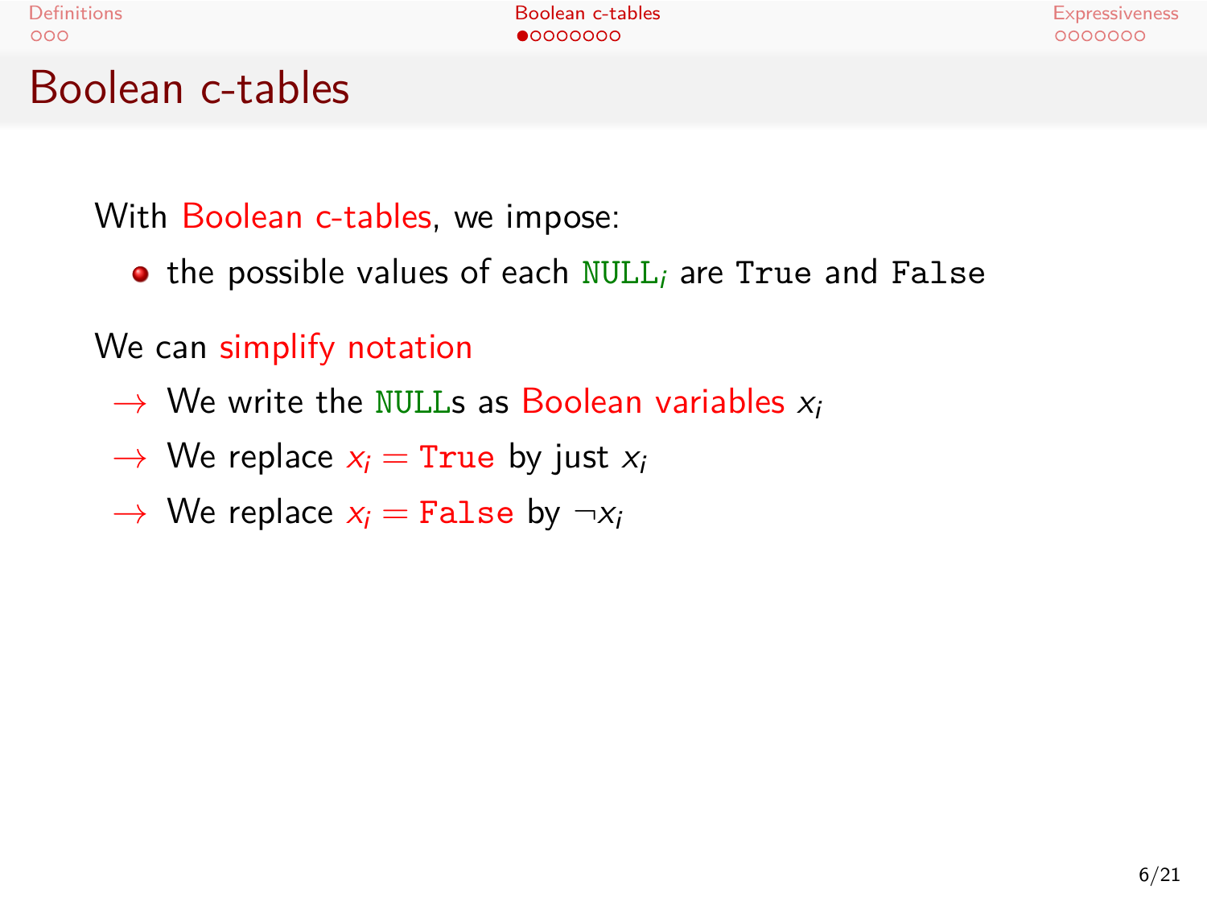# Boolean c-tables

With Boolean c-tables, we impose:

- the possible values of each $\texttt{NULL}_i$ are True and False

We can simplify notation

→ We write the NULLs as Boolean variables $x_i$

→ We replace $x_i = \texttt{True}$ by just $x_i$

→ We replace $x_i = \texttt{False}$ by $\neg x_i$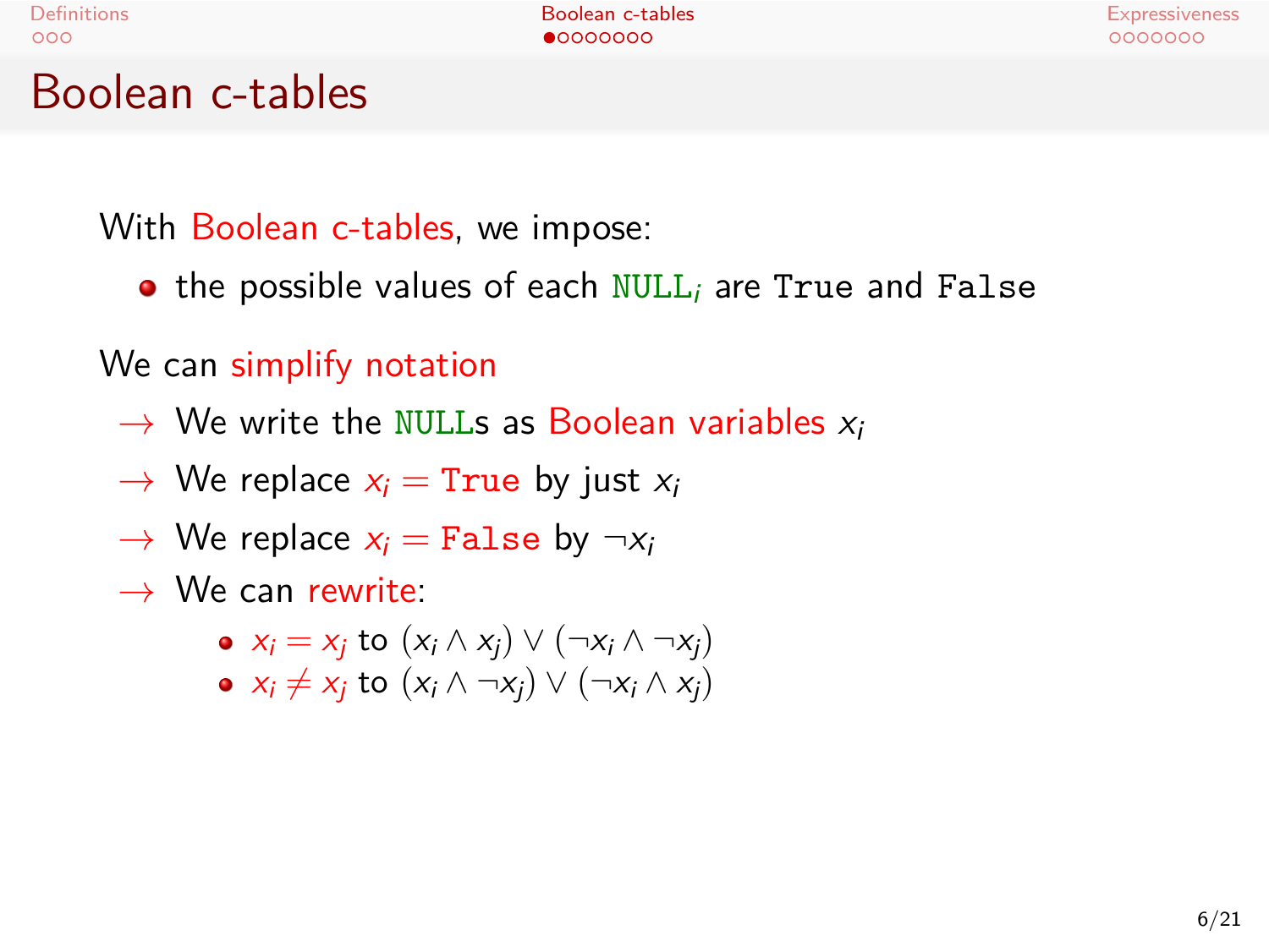# Boolean c-tables

With Boolean c-tables, we impose:

- the possible values of each `NULL`$_i$ are `True` and `False`

We can simplify notation

→ We write the `NULL`s as Boolean variables $x_i$

→ We replace $x_i =$ `True` by just $x_i$

→ We replace $x_i =$ `False` by $\neg x_i$

→ We can rewrite:

- $x_i = x_j$ to $(x_i \land x_j) \lor (\neg x_i \land \neg x_j)$
- $x_i \neq x_j$ to $(x_i \land \neg x_j) \lor (\neg x_i \land x_j)$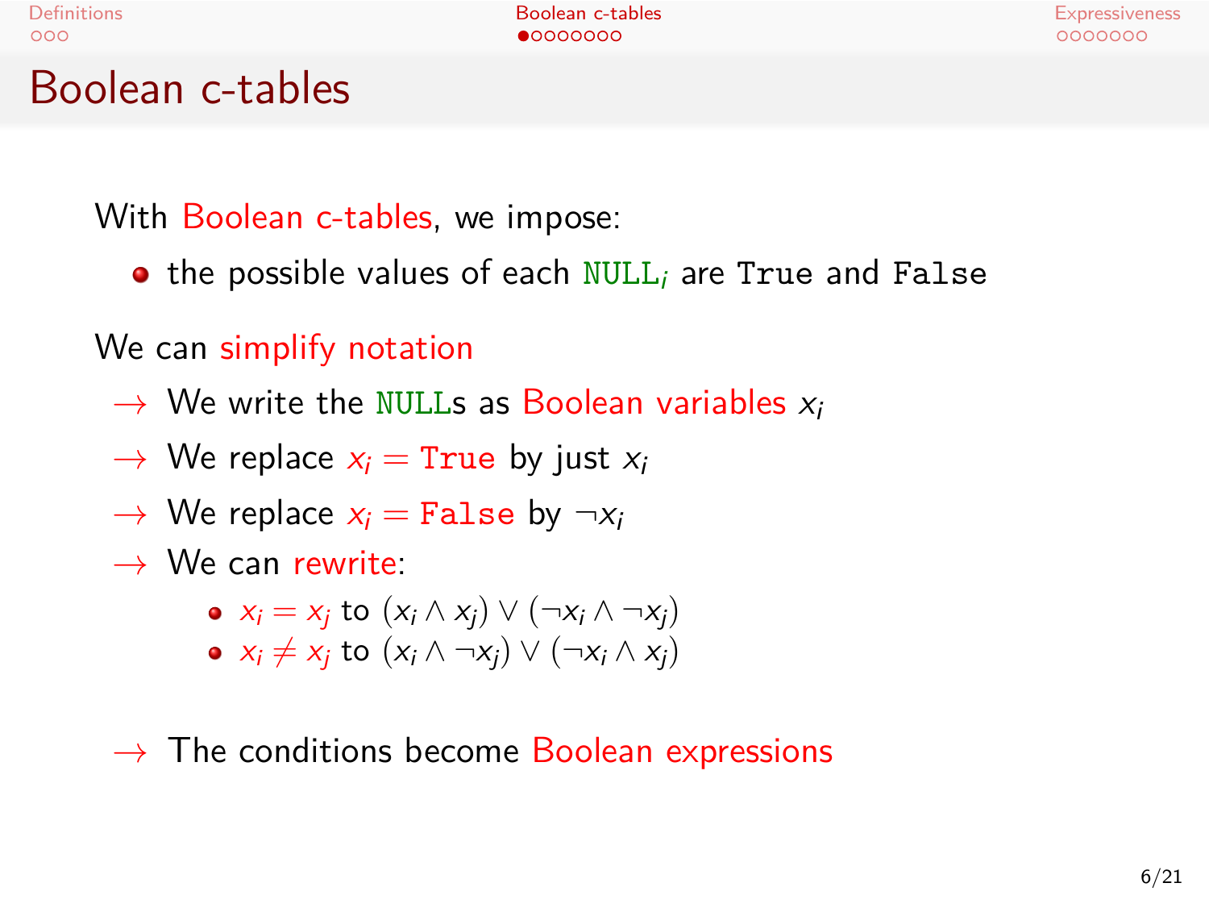# Boolean c-tables

With Boolean c-tables, we impose:

- the possible values of each $\texttt{NULL}_i$ are True and False

We can simplify notation

→ We write the NULLs as Boolean variables $x_i$

→ We replace $x_i = \texttt{True}$ by just $x_i$

→ We replace $x_i = \texttt{False}$ by $\neg x_i$

→ We can rewrite:

- $x_i = x_j$ to $(x_i \wedge x_j) \vee (\neg x_i \wedge \neg x_j)$
- $x_i \neq x_j$ to $(x_i \wedge \neg x_j) \vee (\neg x_i \wedge x_j)$

→ The conditions become Boolean expressions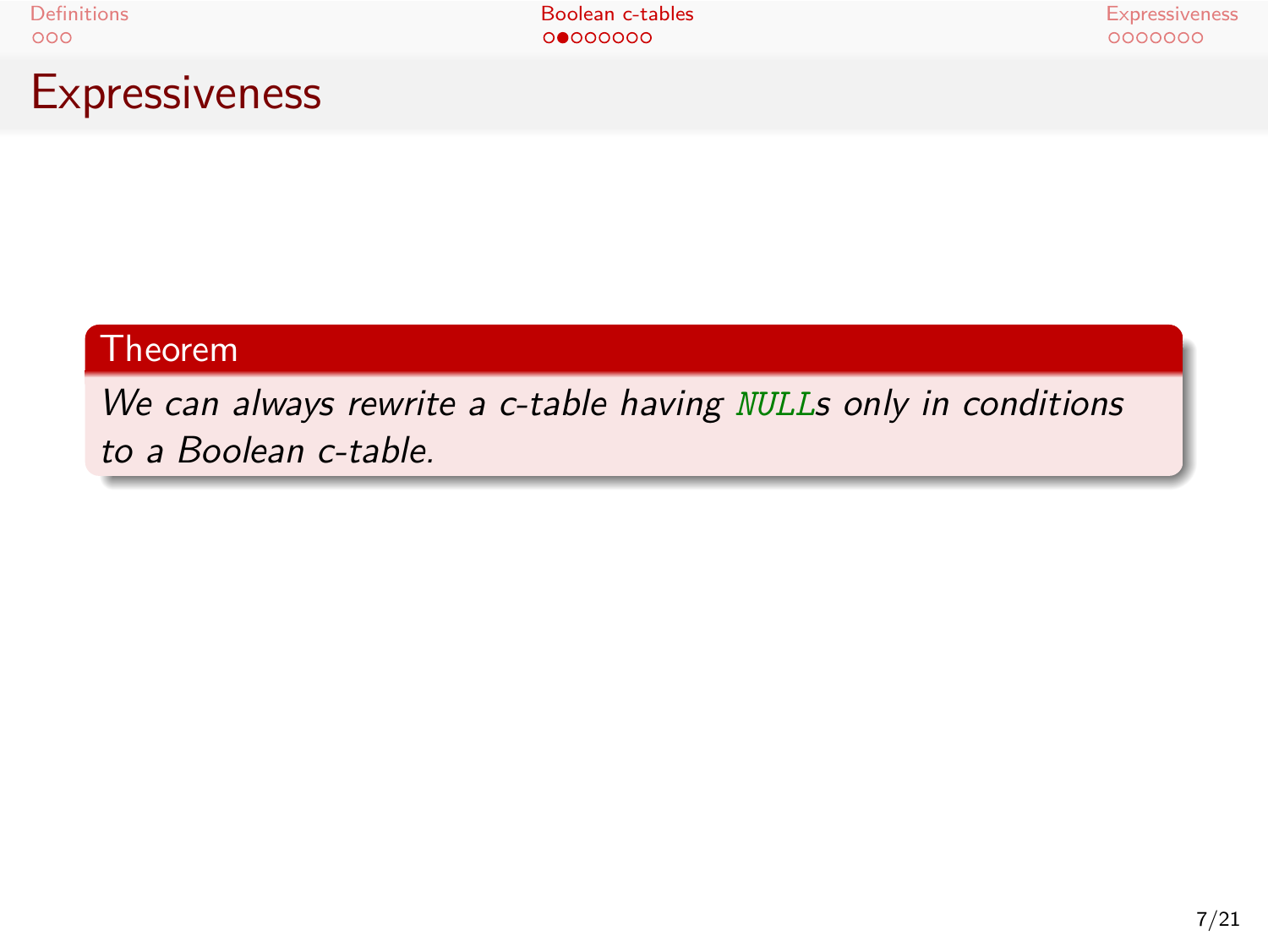# Expressiveness

**Theorem**

*We can always rewrite a c-table having `NULL`s only in conditions to a Boolean c-table.*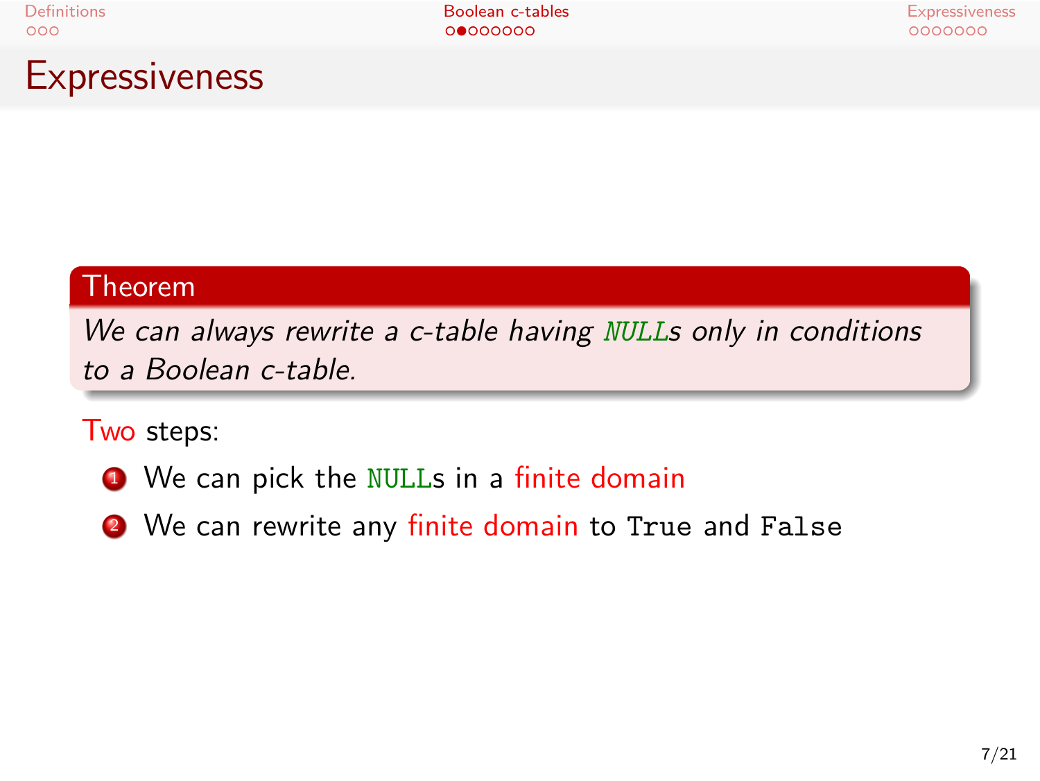# Expressiveness

**Theorem**

*We can always rewrite a c-table having `NULL`s only in conditions to a Boolean c-table.*

Two steps:

1. We can pick the `NULL`s in a finite domain
2. We can rewrite any finite domain to `True` and `False`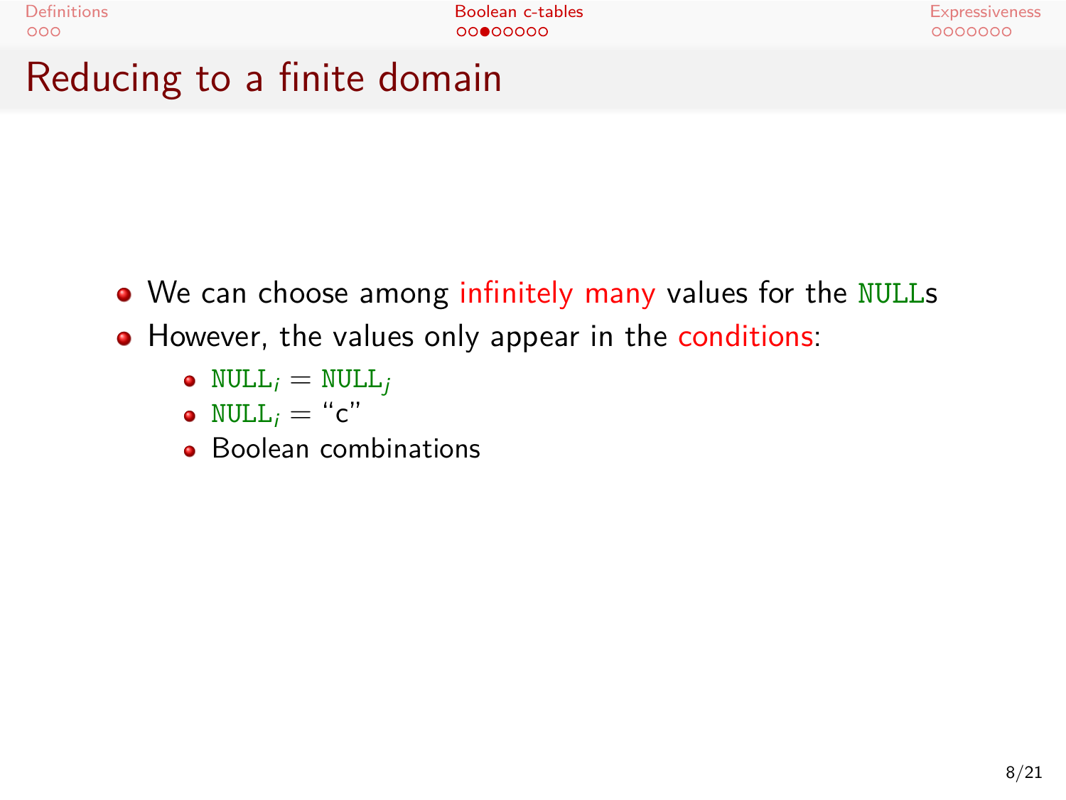# Reducing to a finite domain

- We can choose among infinitely many values for the NULLs
- However, the values only appear in the conditions:
  - $\texttt{NULL}_i = \texttt{NULL}_j$
  - $\texttt{NULL}_i =$ "c"
  - Boolean combinations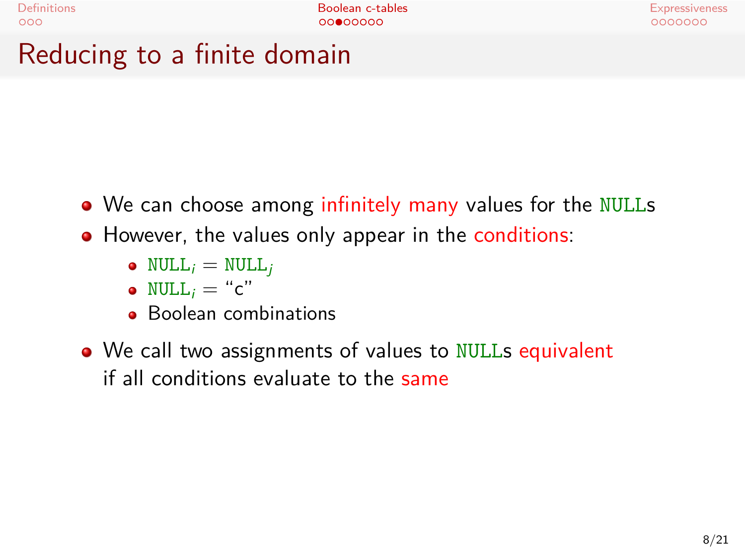# Reducing to a finite domain

- We can choose among infinitely many values for the NULLs
- However, the values only appear in the conditions:
  - $\texttt{NULL}_i = \texttt{NULL}_j$
  - $\texttt{NULL}_i =$ "c"
  - Boolean combinations
- We call two assignments of values to NULLs equivalent if all conditions evaluate to the same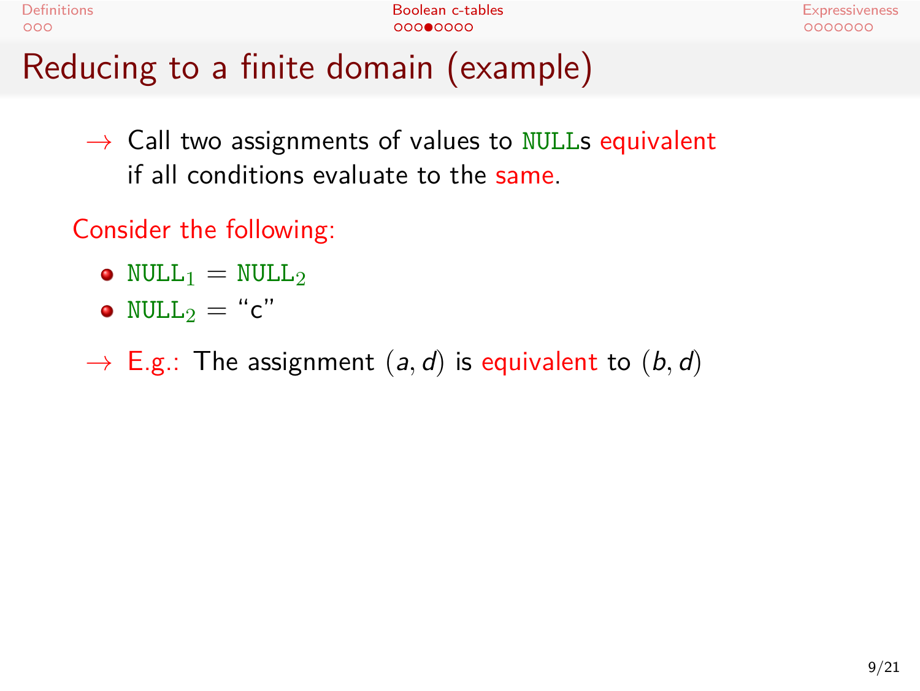# Reducing to a finite domain (example)

→ Call two assignments of values to NULLs equivalent if all conditions evaluate to the same.

Consider the following:

- $\texttt{NULL}_1 = \texttt{NULL}_2$
- $\texttt{NULL}_2 =$ "c"

→ E.g.: The assignment $(a, d)$ is equivalent to $(b, d)$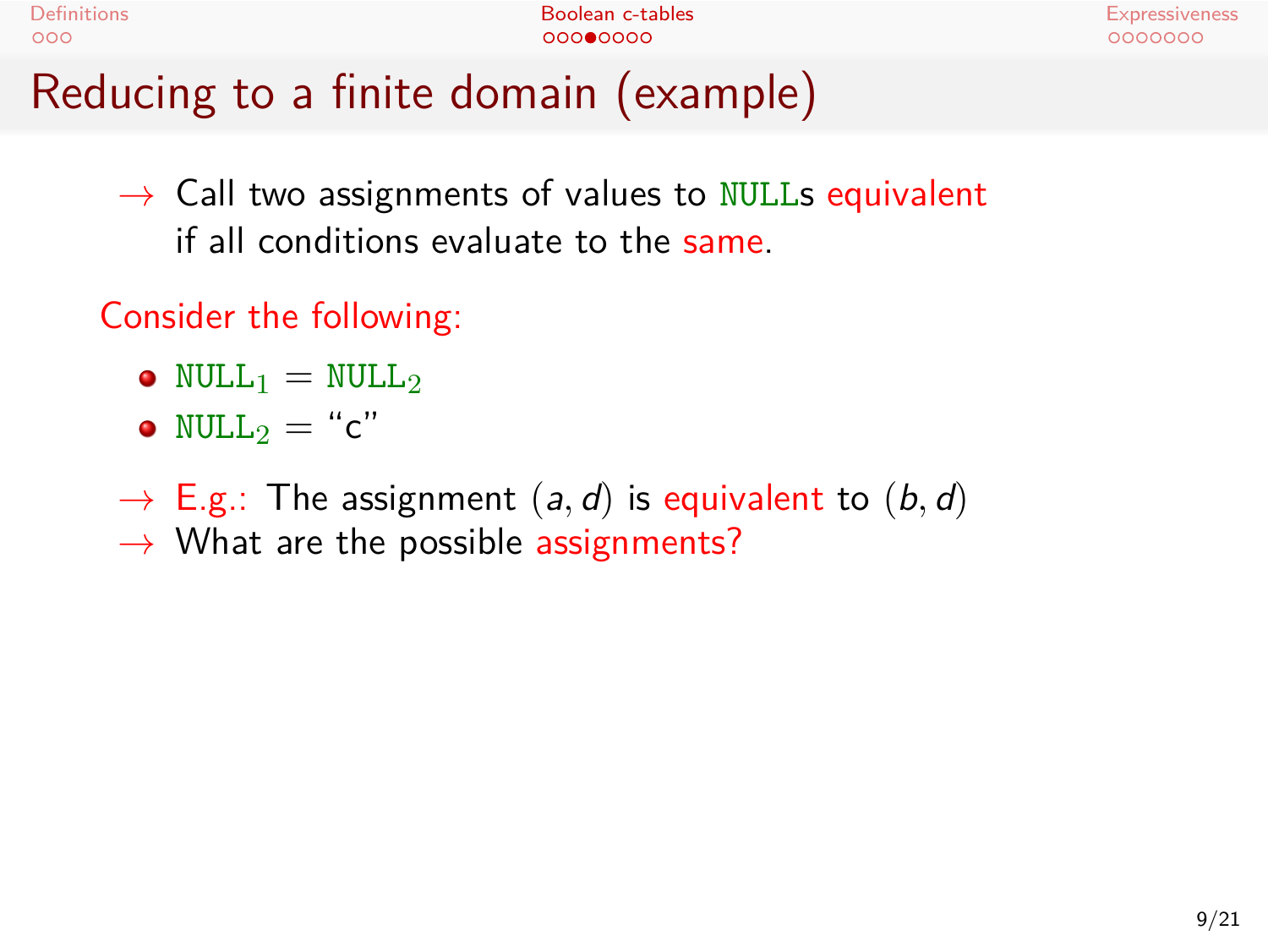# Reducing to a finite domain (example)

→ Call two assignments of values to NULLs equivalent if all conditions evaluate to the same.

Consider the following:

- $\texttt{NULL}_1 = \texttt{NULL}_2$
- $\texttt{NULL}_2 =$ "c"

→ E.g.: The assignment $(a, d)$ is equivalent to $(b, d)$

→ What are the possible assignments?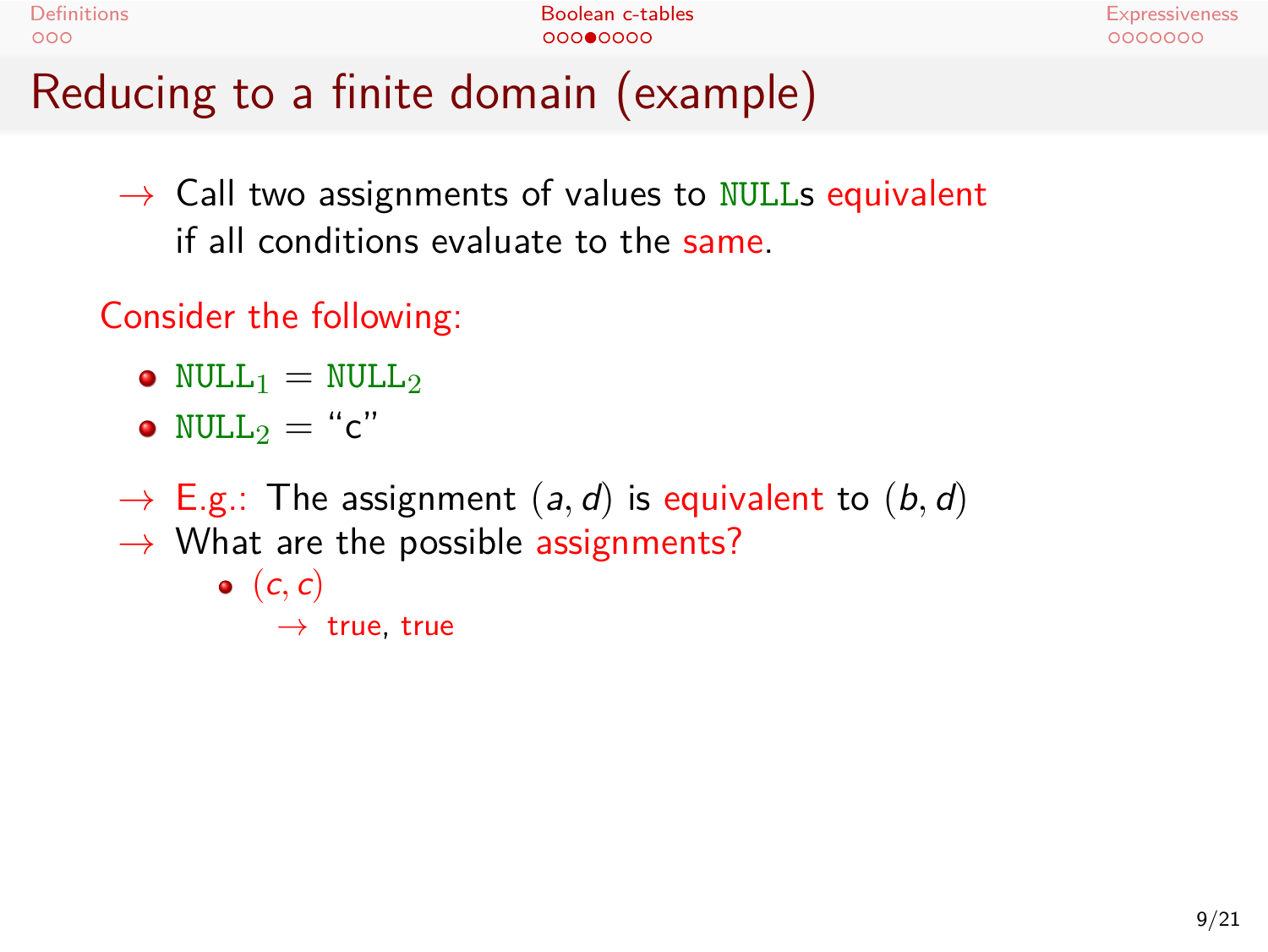# Reducing to a finite domain (example)

→ Call two assignments of values to NULLs equivalent if all conditions evaluate to the same.

Consider the following:

- $\texttt{NULL}_1 = \texttt{NULL}_2$
- $\texttt{NULL}_2 =$ "c"

→ E.g.: The assignment $(a, d)$ is equivalent to $(b, d)$

→ What are the possible assignments?

- $(c, c)$
  - → true, true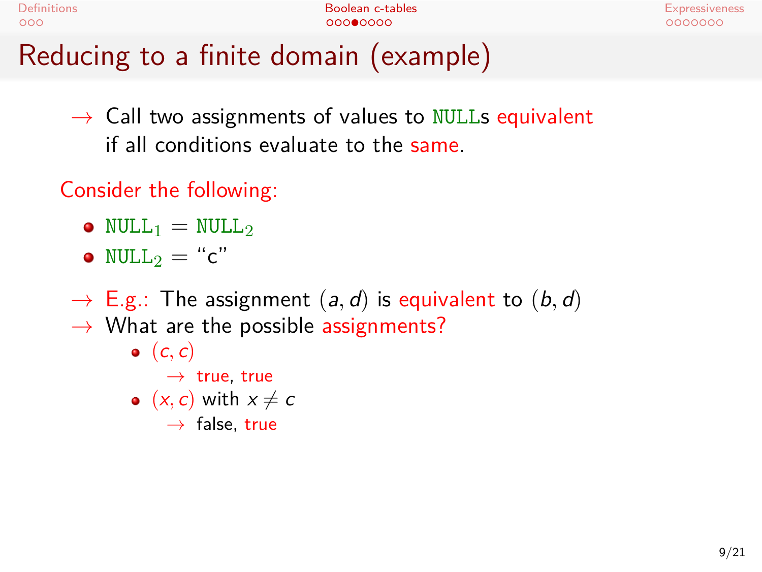# Reducing to a finite domain (example)

→ Call two assignments of values to NULLs equivalent if all conditions evaluate to the same.

Consider the following:

- $\text{NULL}_1 = \text{NULL}_2$
- $\text{NULL}_2 = \text{“c”}$

→ E.g.: The assignment $(a, d)$ is equivalent to $(b, d)$

→ What are the possible assignments?

- $(c, c)$
  - → true, true
- $(x, c)$ with $x \neq c$
  - → false, true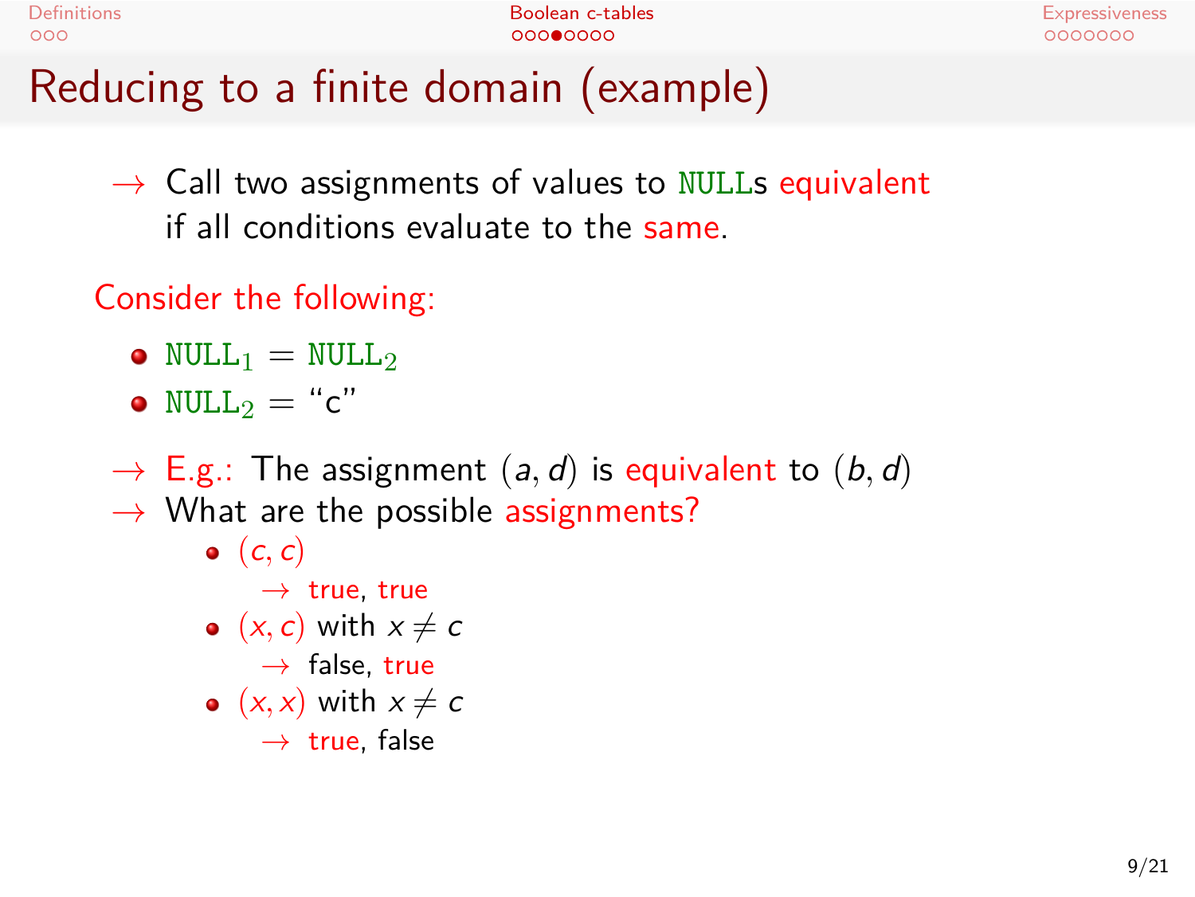# Reducing to a finite domain (example)

→ Call two assignments of values to NULLs equivalent if all conditions evaluate to the same.

Consider the following:

- $\texttt{NULL}_1 = \texttt{NULL}_2$
- $\texttt{NULL}_2 =$ "c"

→ E.g.: The assignment $(a, d)$ is equivalent to $(b, d)$

→ What are the possible assignments?

- $(c, c)$
  - → true, true
- $(x, c)$ with $x \neq c$
  - → false, true
- $(x, x)$ with $x \neq c$
  - → true, false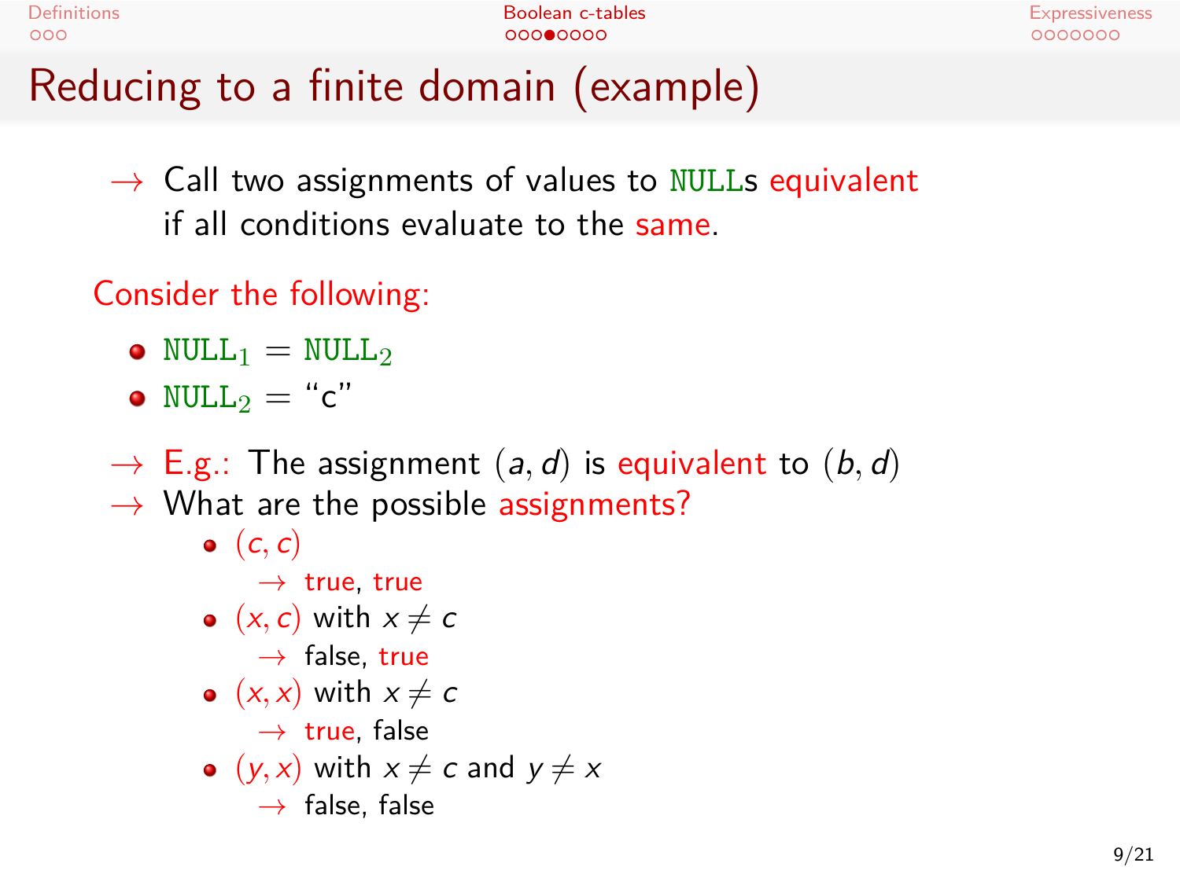# Reducing to a finite domain (example)

→ Call two assignments of values to NULLs equivalent if all conditions evaluate to the same.

Consider the following:

- $\texttt{NULL}_1 = \texttt{NULL}_2$
- $\texttt{NULL}_2 =$ "c"

→ E.g.: The assignment $(a, d)$ is equivalent to $(b, d)$

→ What are the possible assignments?

- $(c, c)$
  - → true, true
- $(x, c)$ with $x \neq c$
  - → false, true
- $(x, x)$ with $x \neq c$
  - → true, false
- $(y, x)$ with $x \neq c$ and $y \neq x$
  - → false, false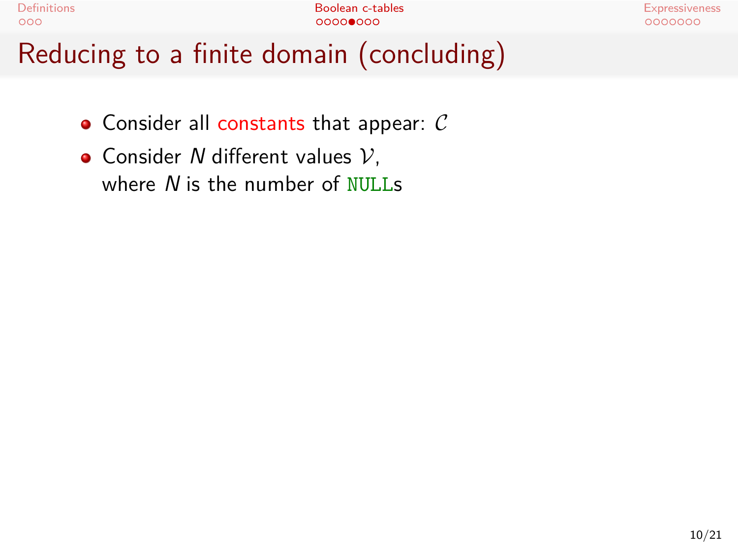# Reducing to a finite domain (concluding)

- Consider all constants that appear: $\mathcal{C}$
- Consider $N$ different values $\mathcal{V}$, where $N$ is the number of `NULL`s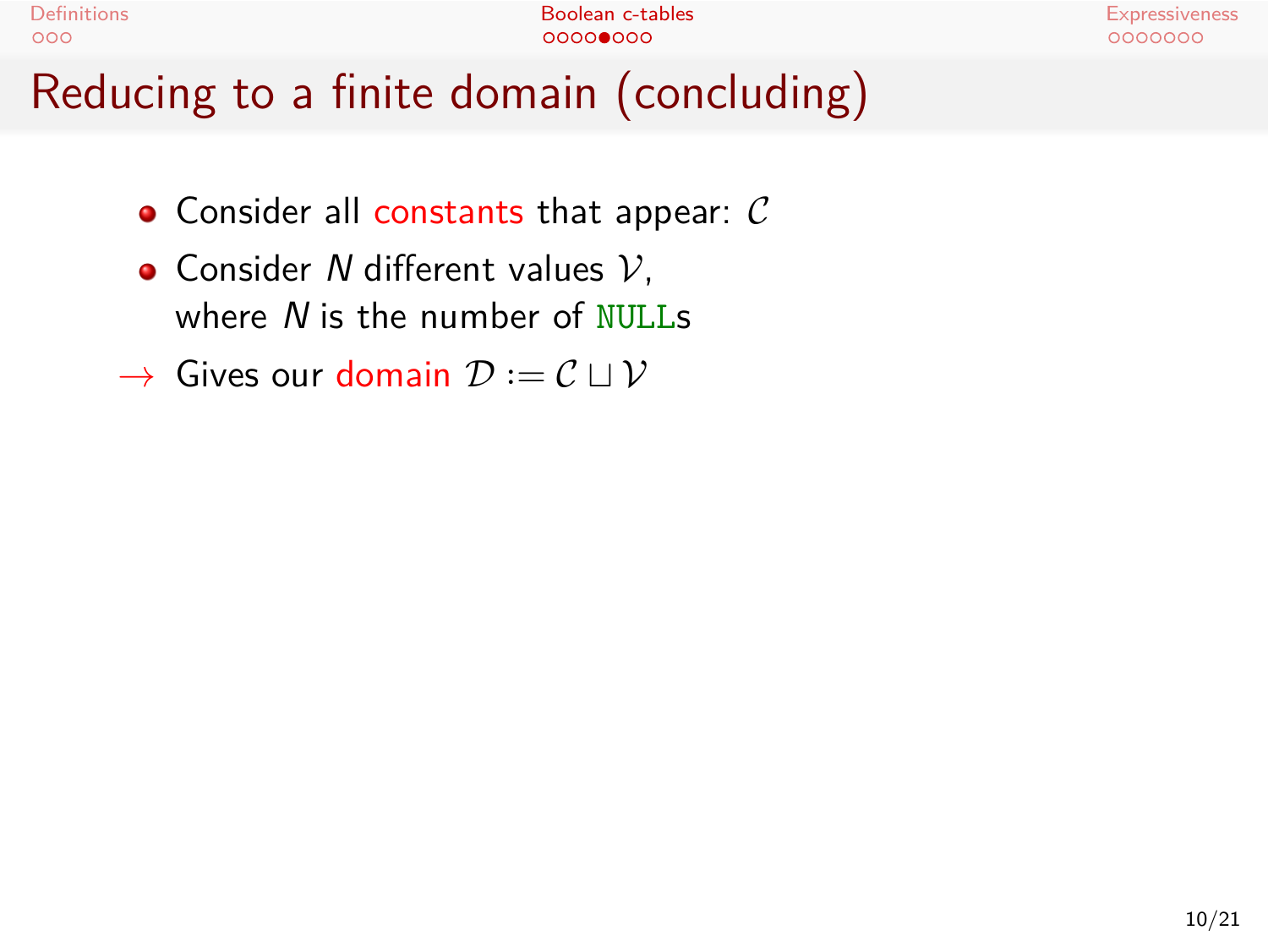# Reducing to a finite domain (concluding)

- Consider all constants that appear: $\mathcal{C}$
- Consider $N$ different values $\mathcal{V}$, where $N$ is the number of NULLs

→ Gives our domain $\mathcal{D} := \mathcal{C} \sqcup \mathcal{V}$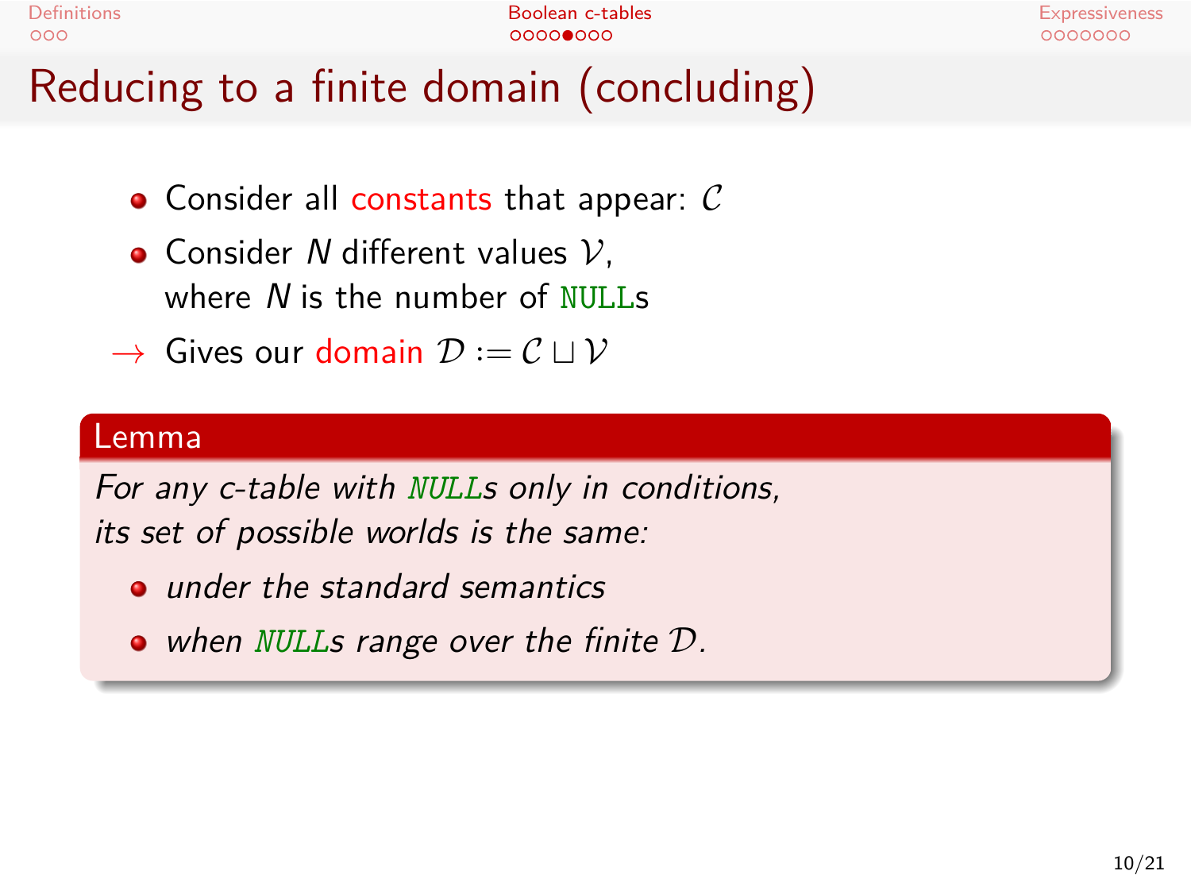# Reducing to a finite domain (concluding)

- Consider all constants that appear: $\mathcal{C}$
- Consider $N$ different values $\mathcal{V}$, where $N$ is the number of `NULL`s

$\rightarrow$ Gives our domain $\mathcal{D} := \mathcal{C} \sqcup \mathcal{V}$

**Lemma**

*For any c-table with `NULL`s only in conditions, its set of possible worlds is the same:*

- *under the standard semantics*
- *when `NULL`s range over the finite $\mathcal{D}$.*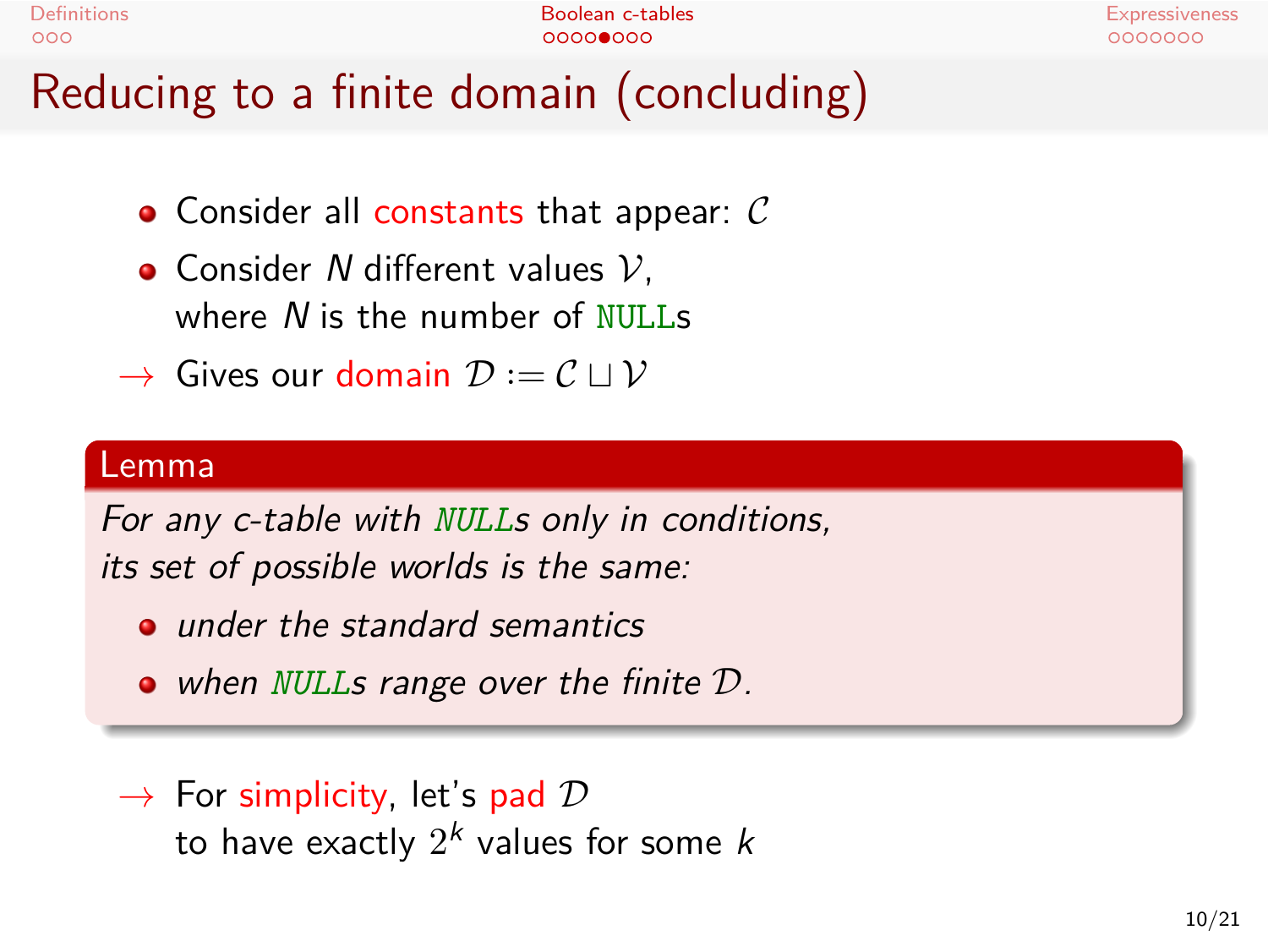# Reducing to a finite domain (concluding)

- Consider all constants that appear: $\mathcal{C}$
- Consider $N$ different values $\mathcal{V}$, where $N$ is the number of `NULL`s

$\rightarrow$ Gives our domain $\mathcal{D} := \mathcal{C} \sqcup \mathcal{V}$

**Lemma**

*For any c-table with `NULL`s only in conditions, its set of possible worlds is the same:*

- *under the standard semantics*
- *when `NULL`s range over the finite $\mathcal{D}$.*

$\rightarrow$ For simplicity, let's pad $\mathcal{D}$ to have exactly $2^k$ values for some $k$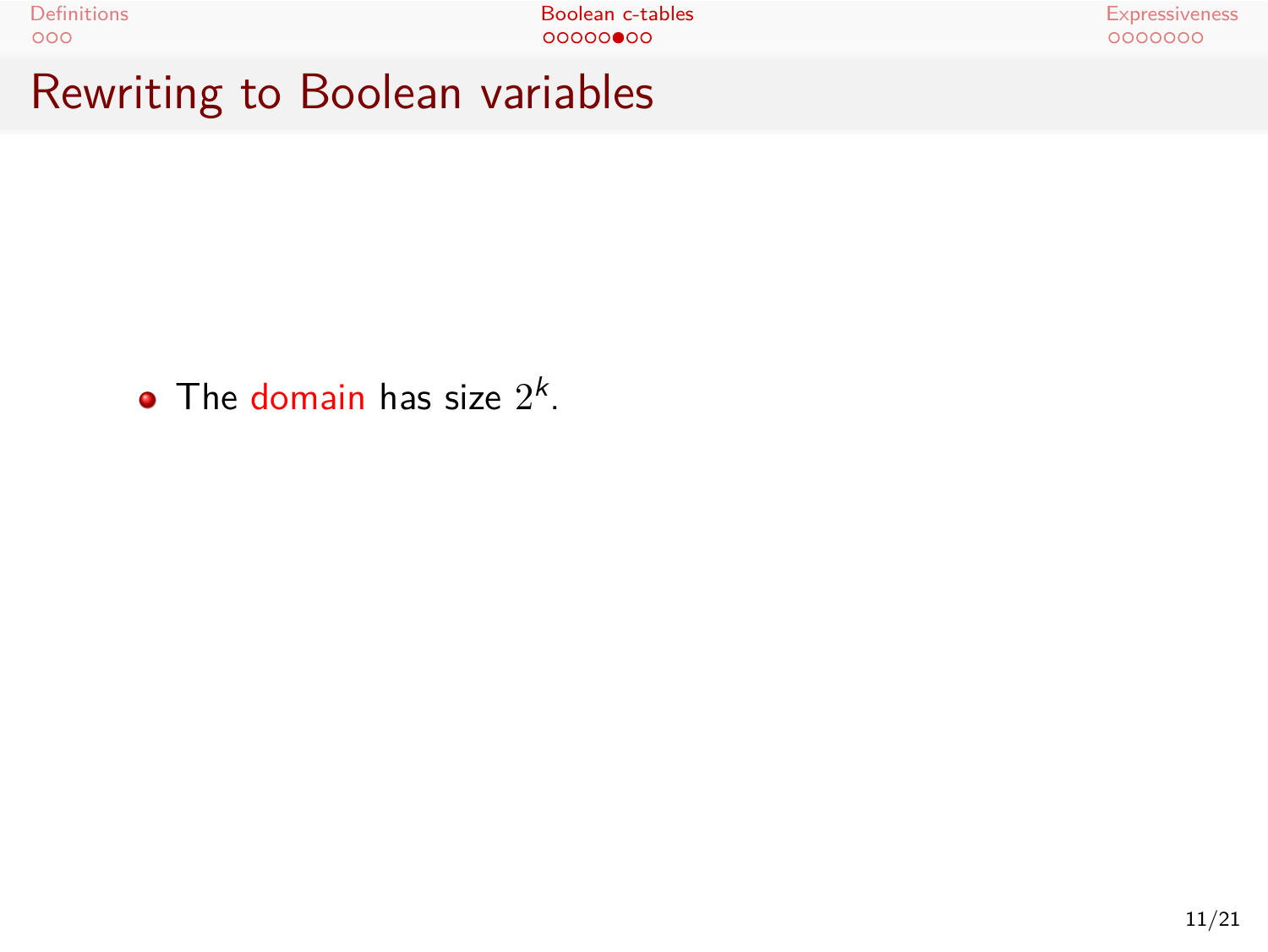# Rewriting to Boolean variables

- The domain has size $2^k$.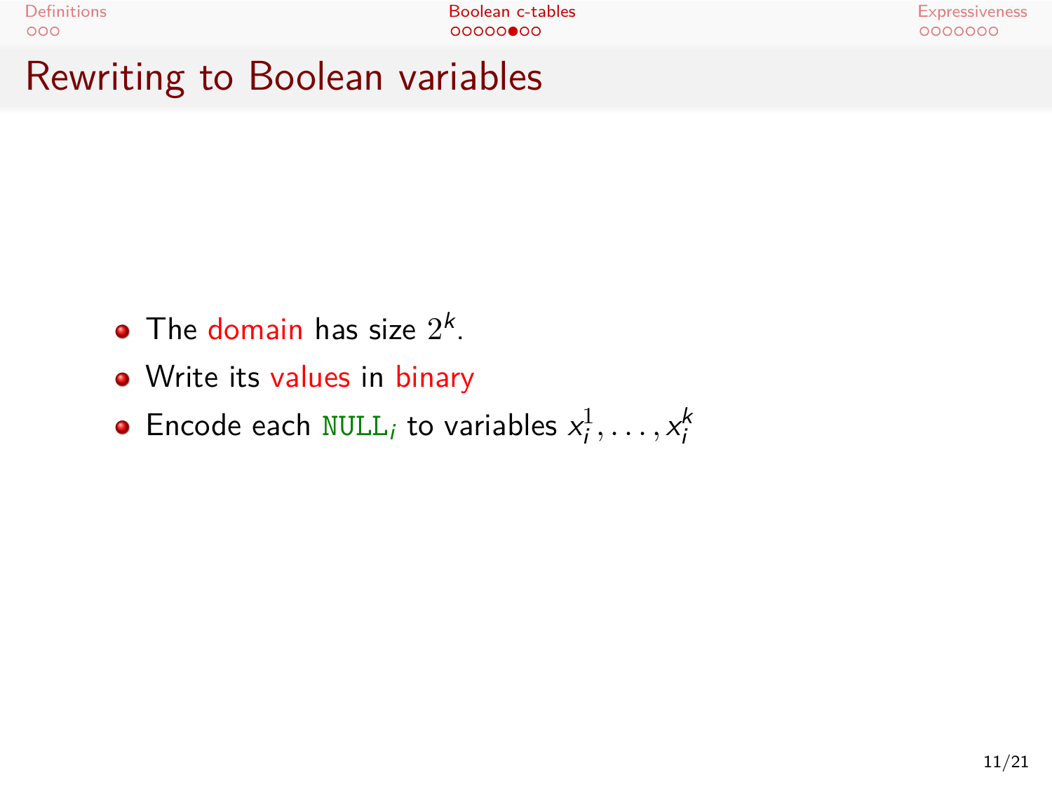# Rewriting to Boolean variables

- The domain has size $2^k$.
- Write its values in binary
- Encode each $\texttt{NULL}_i$ to variables $x_i^1, \ldots, x_i^k$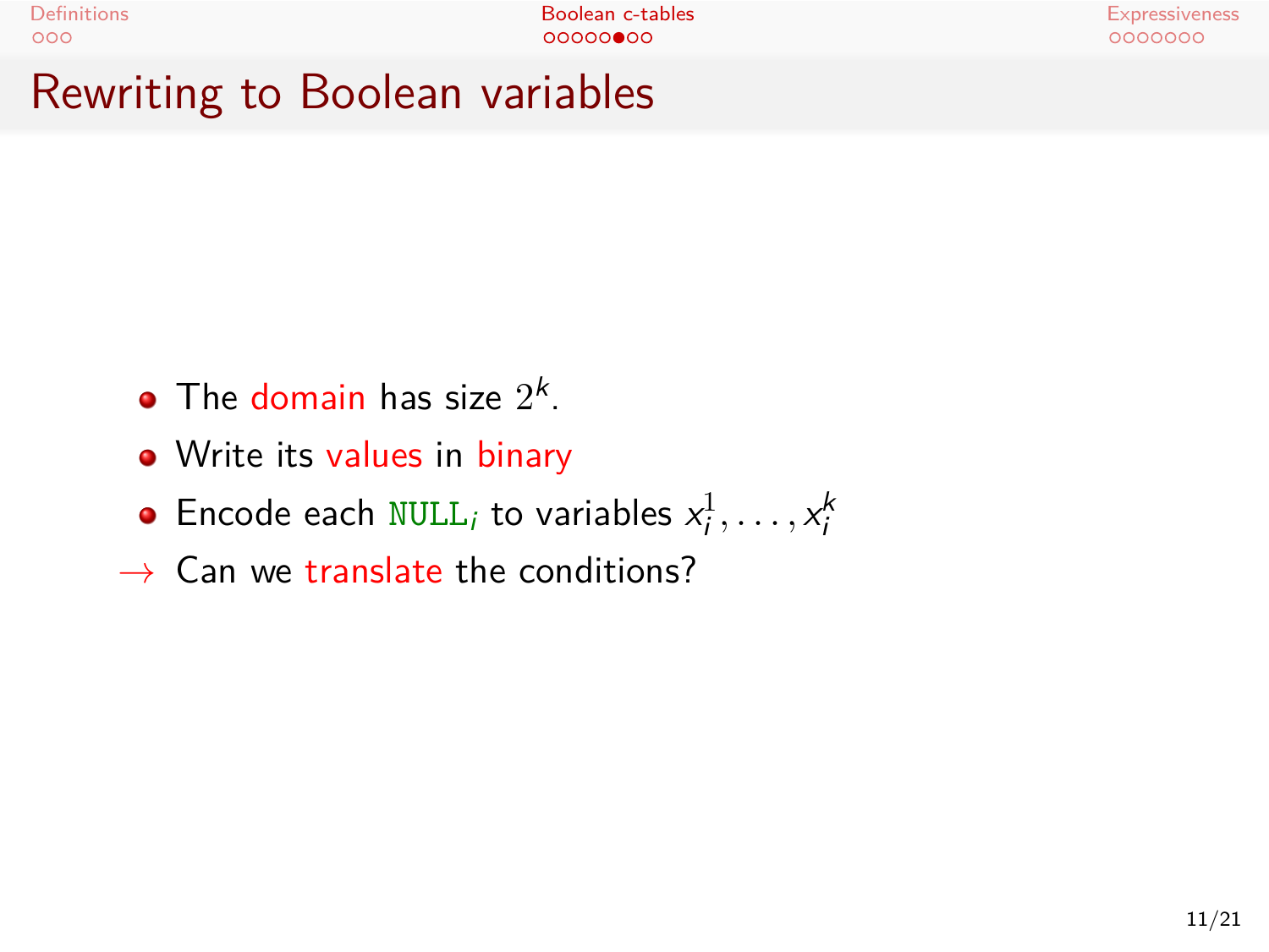# Rewriting to Boolean variables

- The domain has size $2^k$.
- Write its values in binary
- Encode each $\texttt{NULL}_i$ to variables $x_i^1, \ldots, x_i^k$

$\rightarrow$ Can we translate the conditions?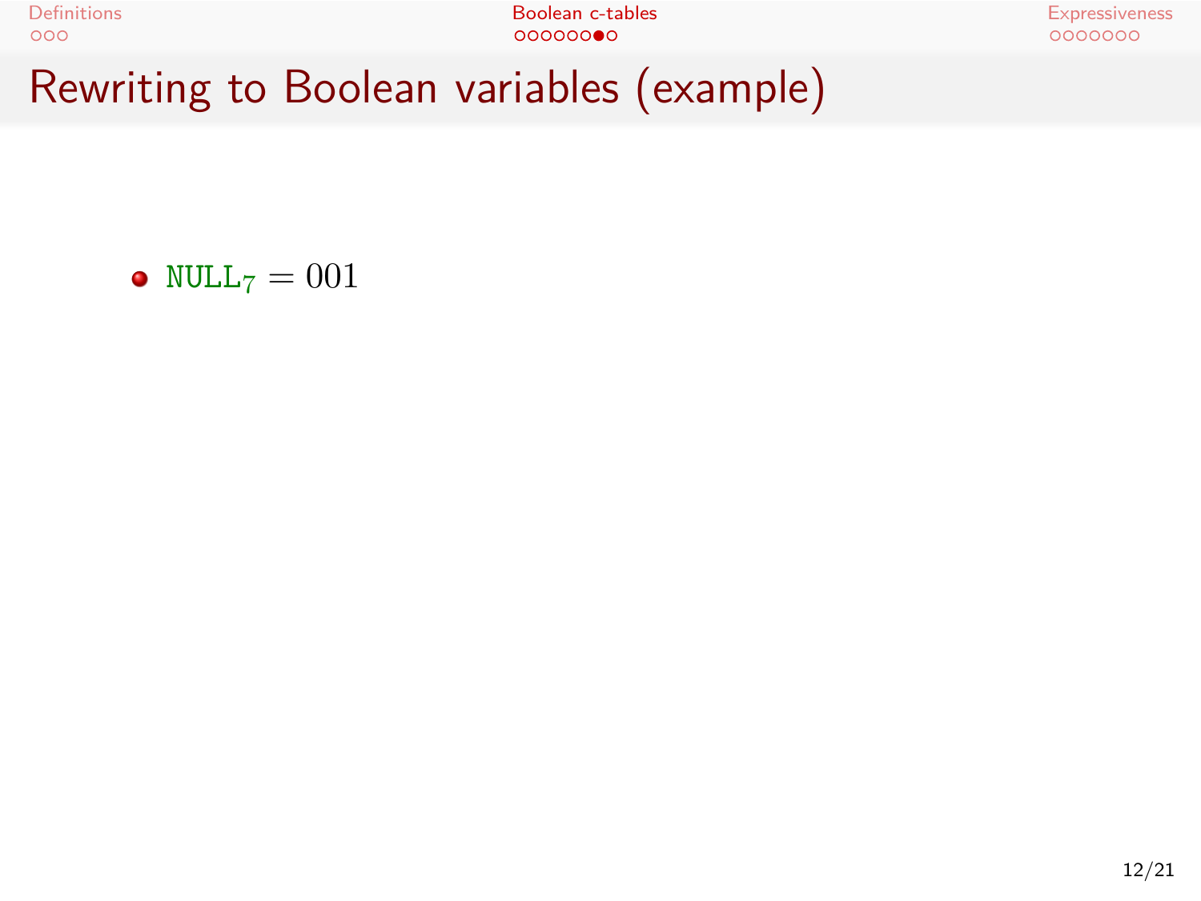# Rewriting to Boolean variables (example)

- $\texttt{NULL}_7 = 001$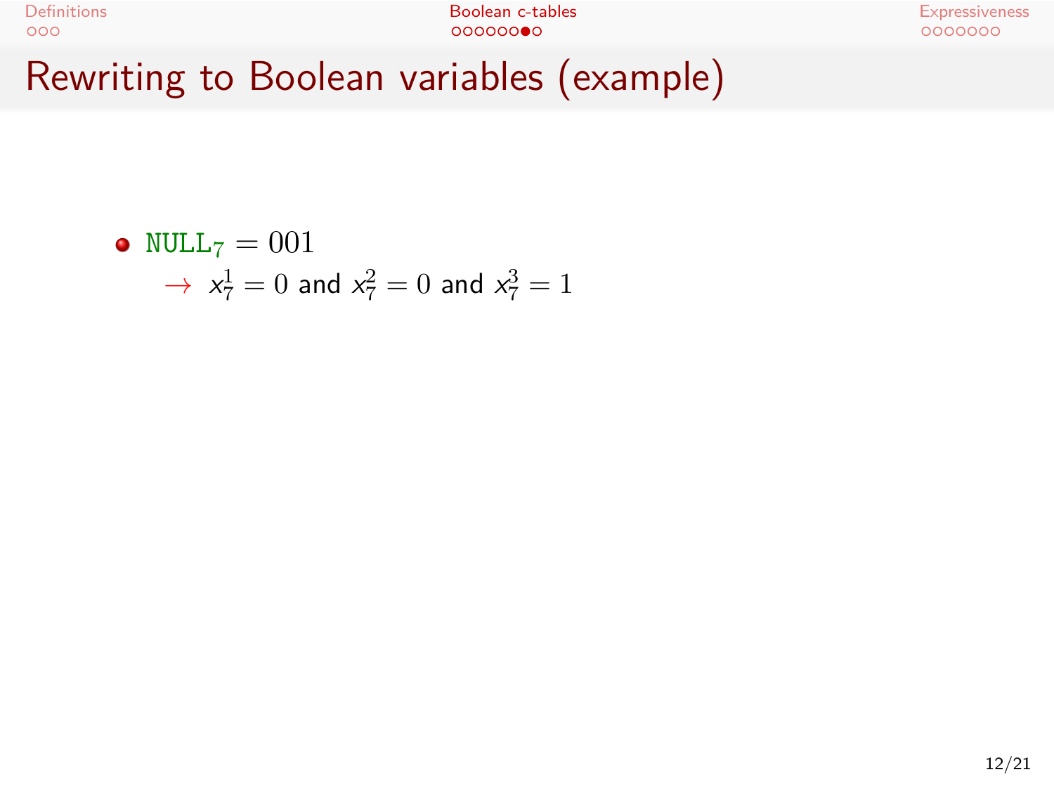# Rewriting to Boolean variables (example)

- `NULL`$_7 = 001$
  $\rightarrow$ $x_7^1 = 0$ and $x_7^2 = 0$ and $x_7^3 = 1$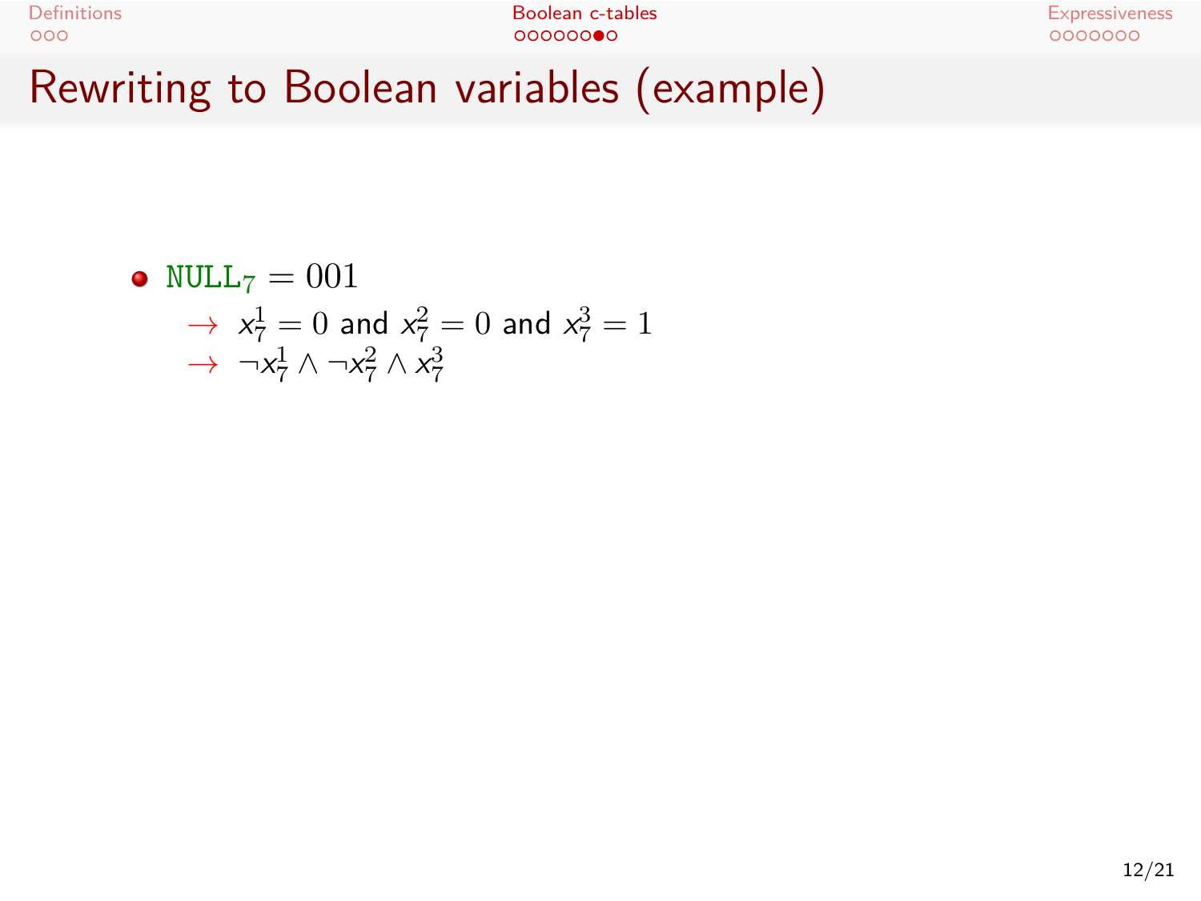# Rewriting to Boolean variables (example)

- $\texttt{NULL}_7 = 001$
  - $\rightarrow$ $x_7^1 = 0$ and $x_7^2 = 0$ and $x_7^3 = 1$
  - $\rightarrow$ $\neg x_7^1 \wedge \neg x_7^2 \wedge x_7^3$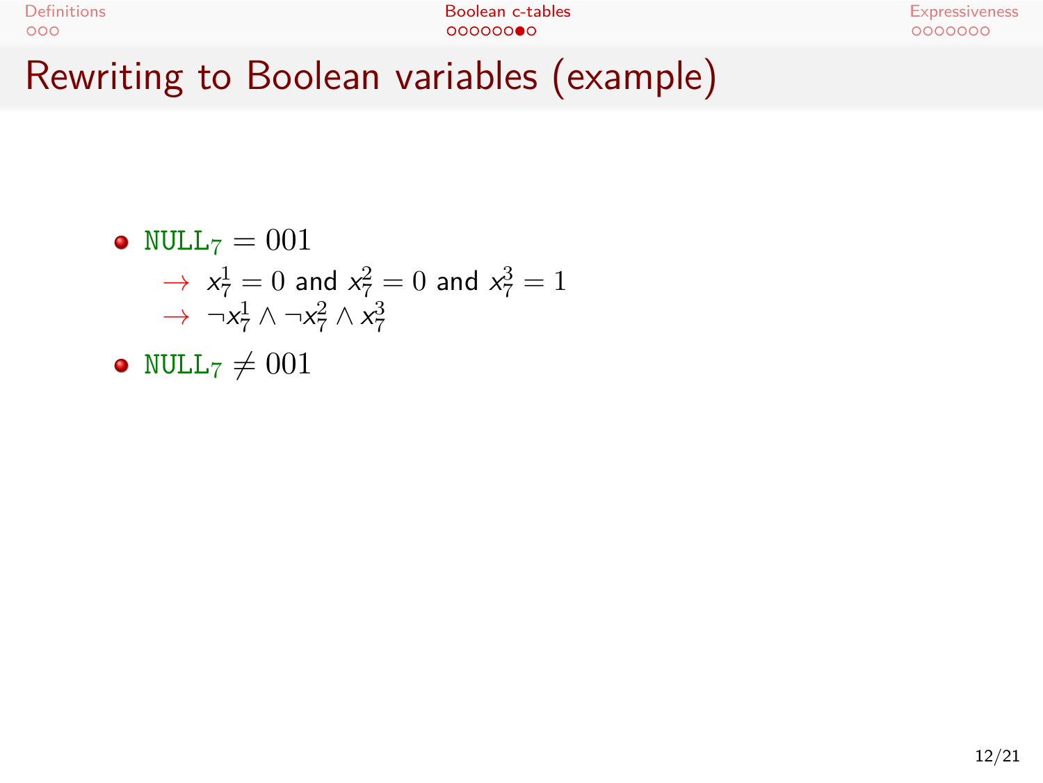# Rewriting to Boolean variables (example)

- $\texttt{NULL}_7 = 001$
  - $\rightarrow$ $x_7^1 = 0$ and $x_7^2 = 0$ and $x_7^3 = 1$
  - $\rightarrow$ $\neg x_7^1 \wedge \neg x_7^2 \wedge x_7^3$
- $\texttt{NULL}_7 \neq 001$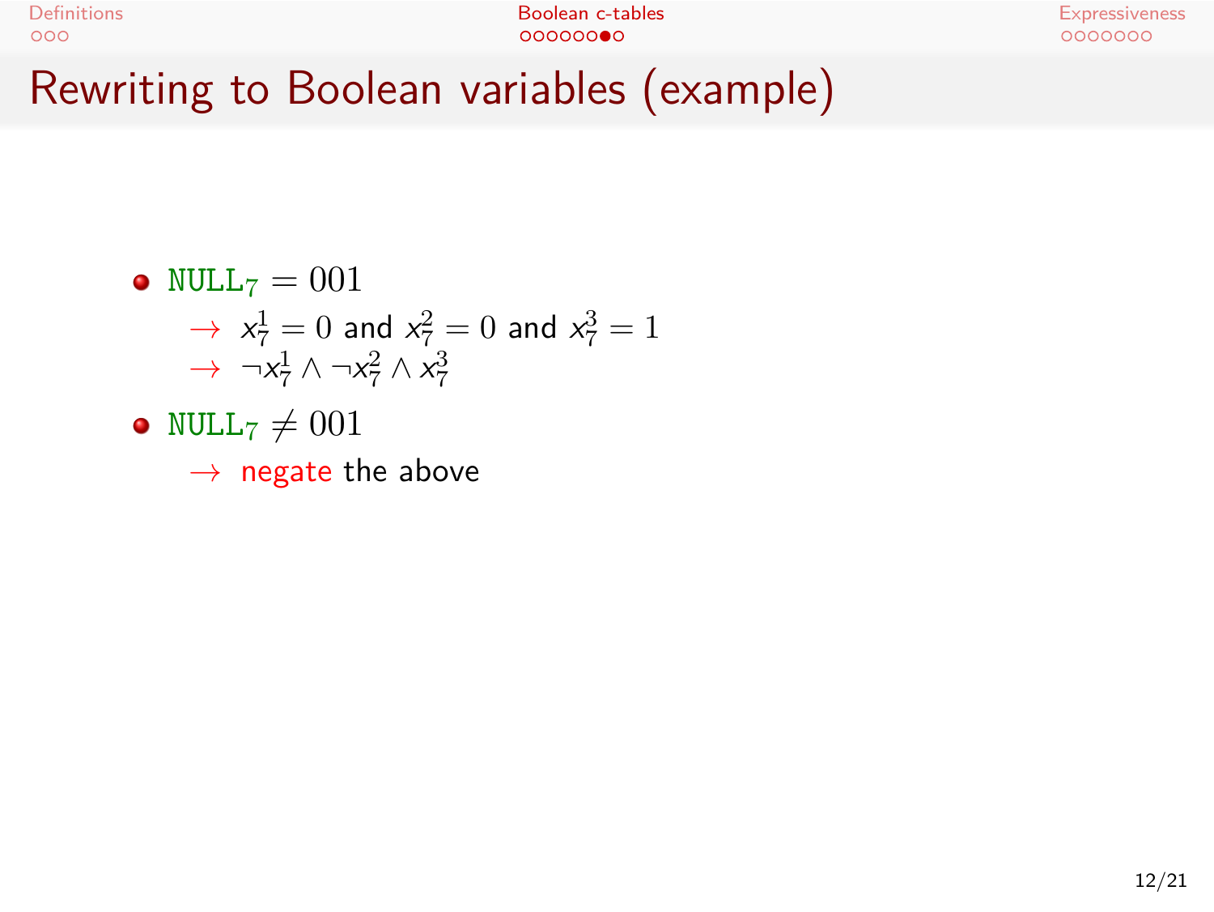# Rewriting to Boolean variables (example)

- $\texttt{NULL}_7 = 001$
  - $\rightarrow$ $x_7^1 = 0$ and $x_7^2 = 0$ and $x_7^3 = 1$
  - $\rightarrow$ $\neg x_7^1 \land \neg x_7^2 \land x_7^3$
- $\texttt{NULL}_7 \neq 001$
  - $\rightarrow$ negate the above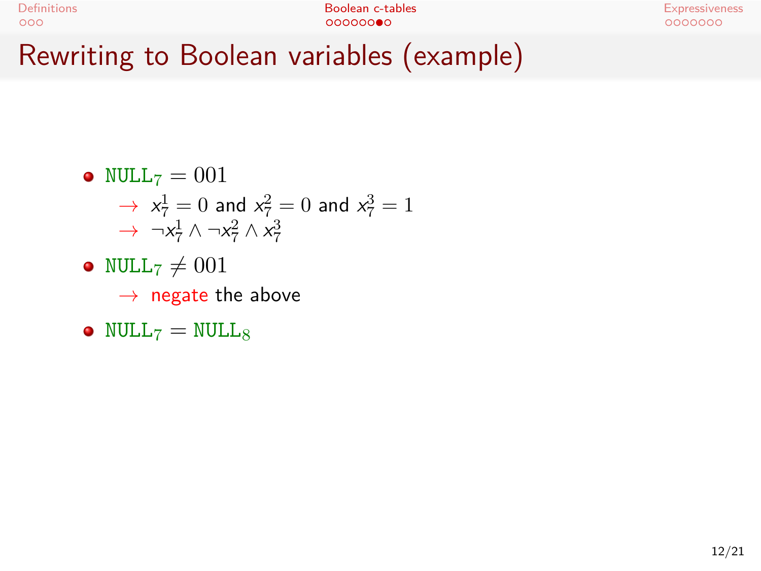# Rewriting to Boolean variables (example)

- $\texttt{NULL}_7 = 001$
  - $\rightarrow$ $x_7^1 = 0$ and $x_7^2 = 0$ and $x_7^3 = 1$
  - $\rightarrow$ $\neg x_7^1 \wedge \neg x_7^2 \wedge x_7^3$
- $\texttt{NULL}_7 \neq 001$
  - $\rightarrow$ negate the above
- $\texttt{NULL}_7 = \texttt{NULL}_8$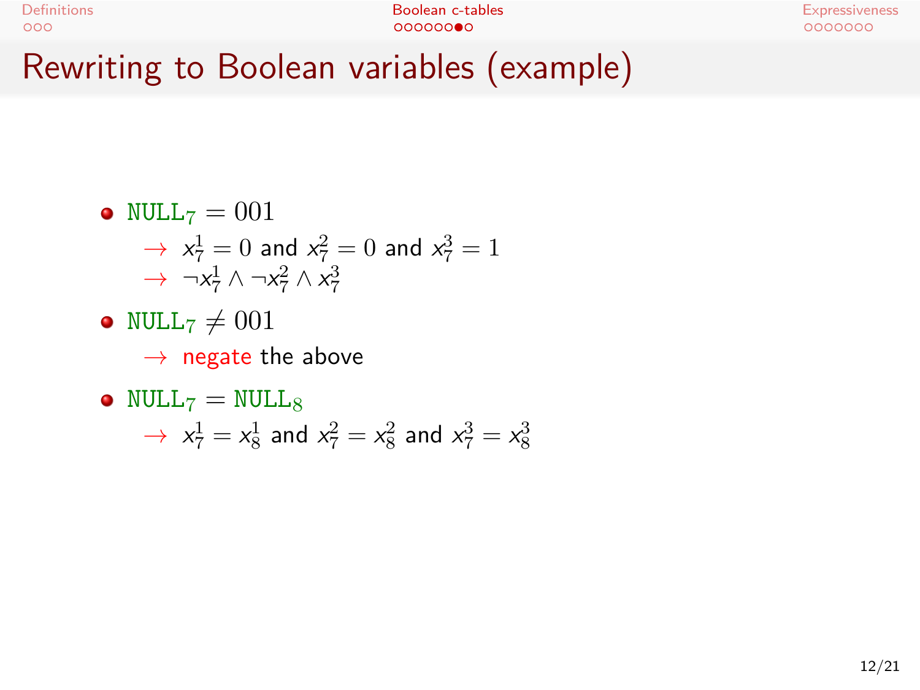# Rewriting to Boolean variables (example)

- $\texttt{NULL}_7 = 001$
  - $\rightarrow$ $x_7^1 = 0$ and $x_7^2 = 0$ and $x_7^3 = 1$
  - $\rightarrow$ $\neg x_7^1 \wedge \neg x_7^2 \wedge x_7^3$
- $\texttt{NULL}_7 \neq 001$
  - $\rightarrow$ negate the above
- $\texttt{NULL}_7 = \texttt{NULL}_8$
  - $\rightarrow$ $x_7^1 = x_8^1$ and $x_7^2 = x_8^2$ and $x_7^3 = x_8^3$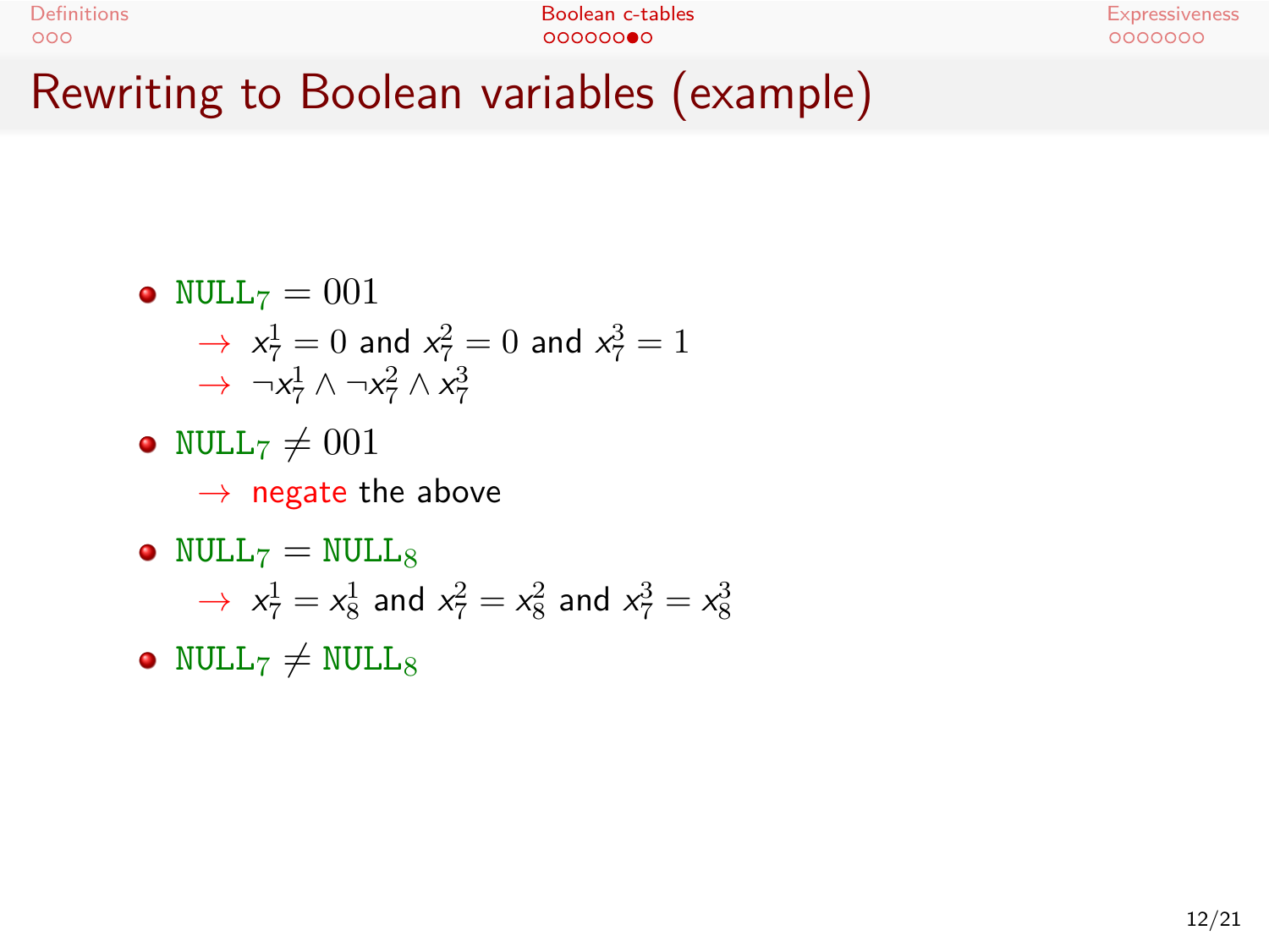# Rewriting to Boolean variables (example)

- $\mathtt{NULL}_7 = 001$
  - $\rightarrow$ $x_7^1 = 0$ and $x_7^2 = 0$ and $x_7^3 = 1$
  - $\rightarrow$ $\neg x_7^1 \wedge \neg x_7^2 \wedge x_7^3$
- $\mathtt{NULL}_7 \neq 001$
  - $\rightarrow$ negate the above
- $\mathtt{NULL}_7 = \mathtt{NULL}_8$
  - $\rightarrow$ $x_7^1 = x_8^1$ and $x_7^2 = x_8^2$ and $x_7^3 = x_8^3$
- $\mathtt{NULL}_7 \neq \mathtt{NULL}_8$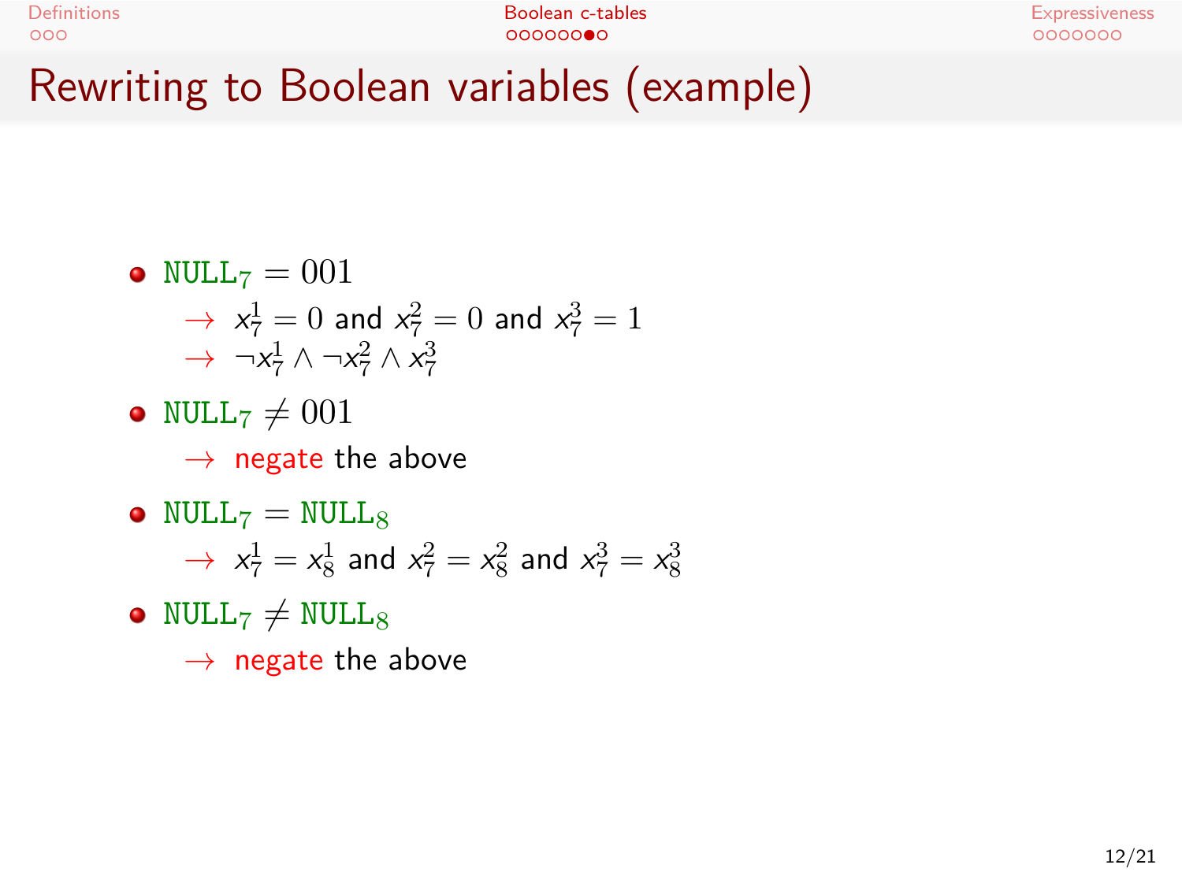# Rewriting to Boolean variables (example)

- $\texttt{NULL}_7 = 001$
  - $\rightarrow$ $x_7^1 = 0$ and $x_7^2 = 0$ and $x_7^3 = 1$
  - $\rightarrow$ $\neg x_7^1 \wedge \neg x_7^2 \wedge x_7^3$
- $\texttt{NULL}_7 \neq 001$
  - $\rightarrow$ negate the above
- $\texttt{NULL}_7 = \texttt{NULL}_8$
  - $\rightarrow$ $x_7^1 = x_8^1$ and $x_7^2 = x_8^2$ and $x_7^3 = x_8^3$
- $\texttt{NULL}_7 \neq \texttt{NULL}_8$
  - $\rightarrow$ negate the above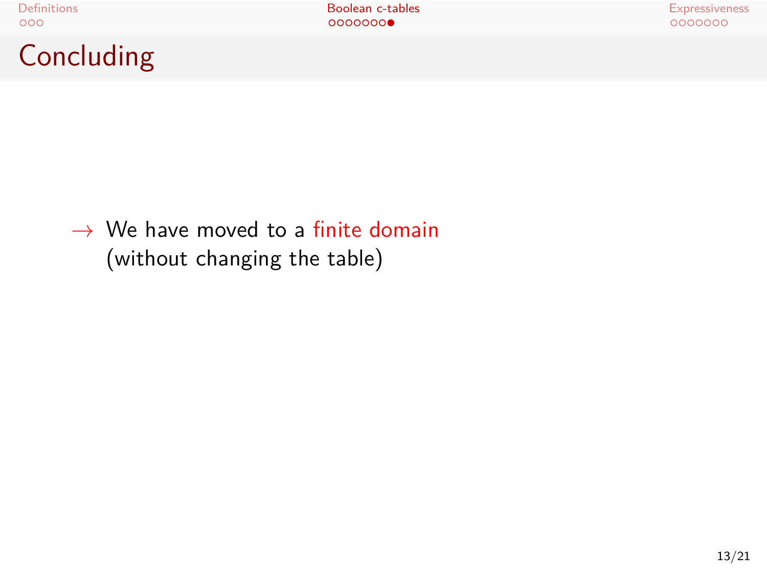# Concluding

$\rightarrow$ We have moved to a finite domain (without changing the table)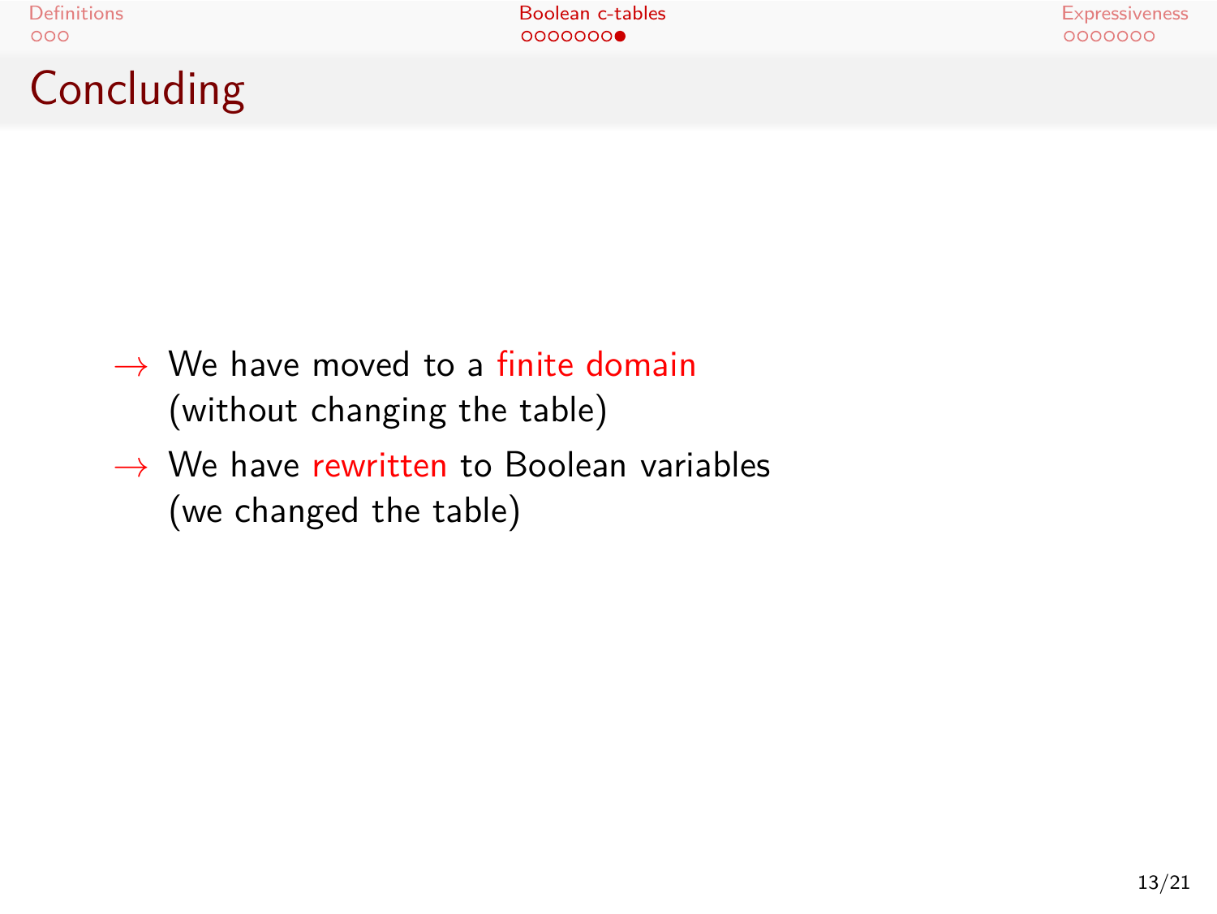# Concluding

- → We have moved to a finite domain (without changing the table)
- → We have rewritten to Boolean variables (we changed the table)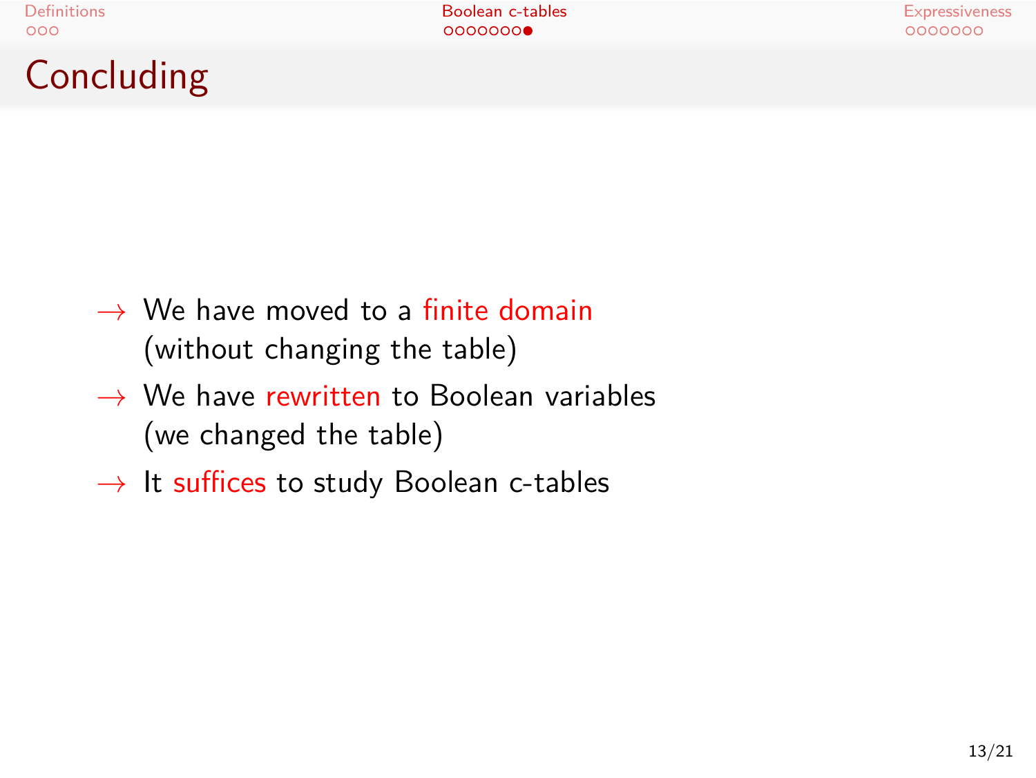# Concluding

- → We have moved to a finite domain (without changing the table)
- → We have rewritten to Boolean variables (we changed the table)
- → It suffices to study Boolean c-tables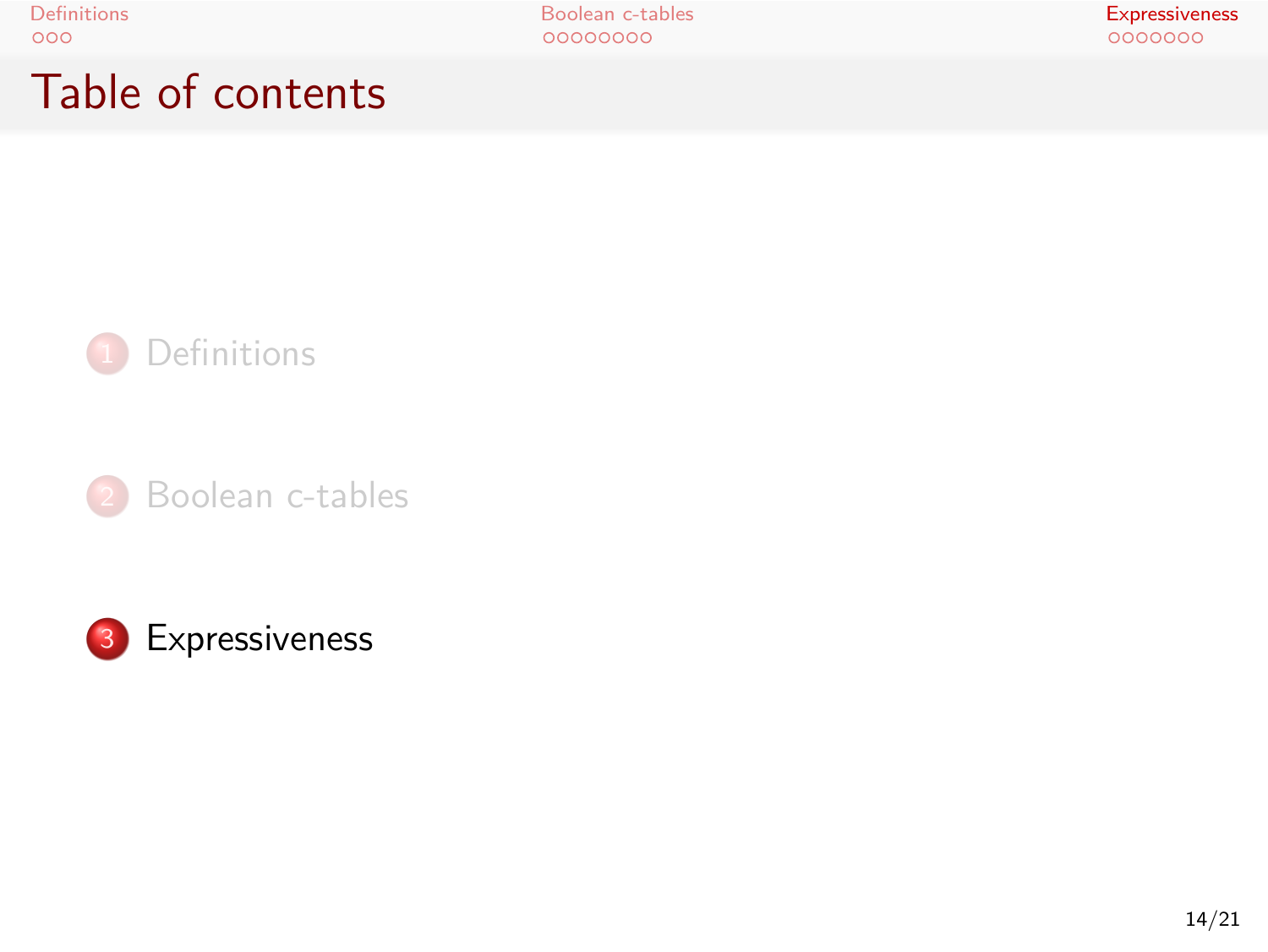# Table of contents

1. Definitions
2. Boolean c-tables
3. Expressiveness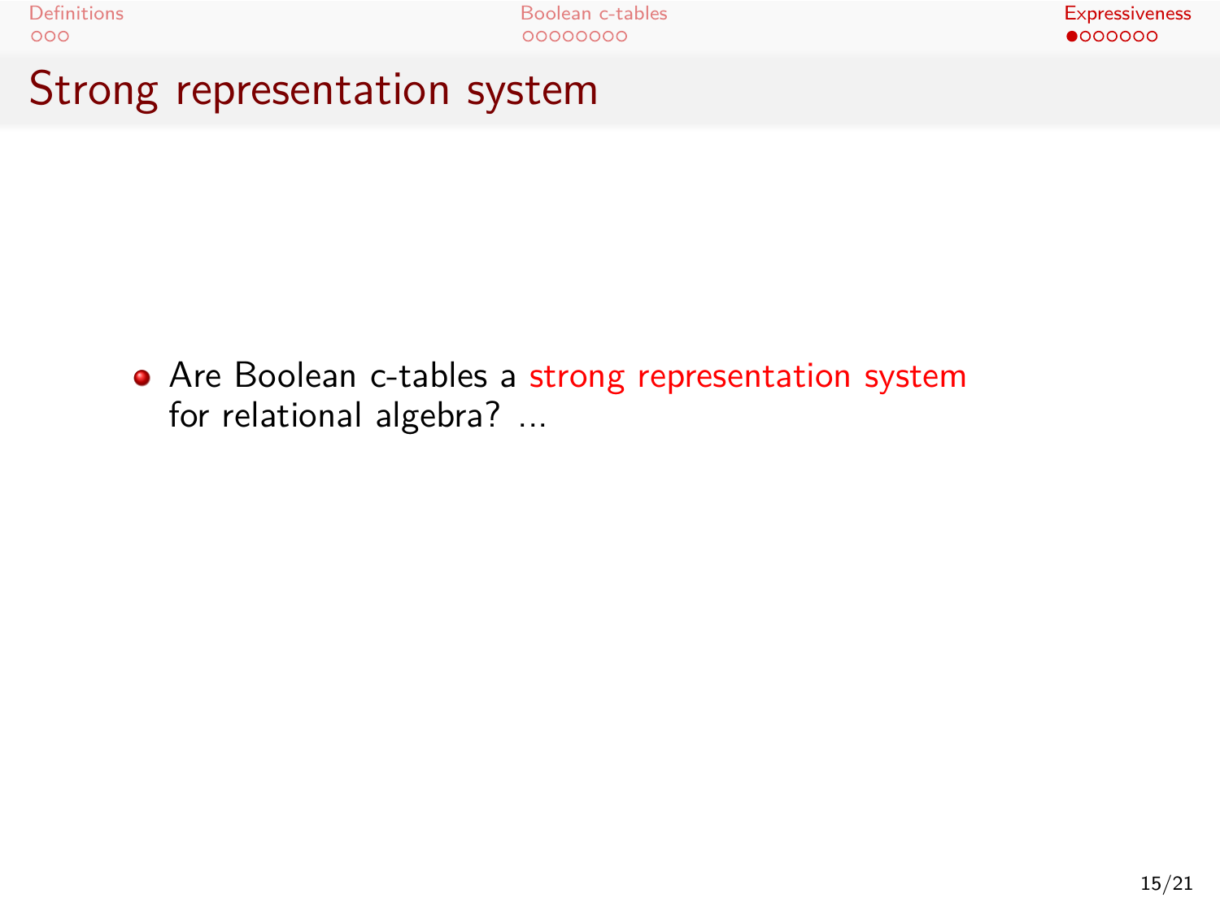# Strong representation system

- Are Boolean c-tables a strong representation system for relational algebra? ...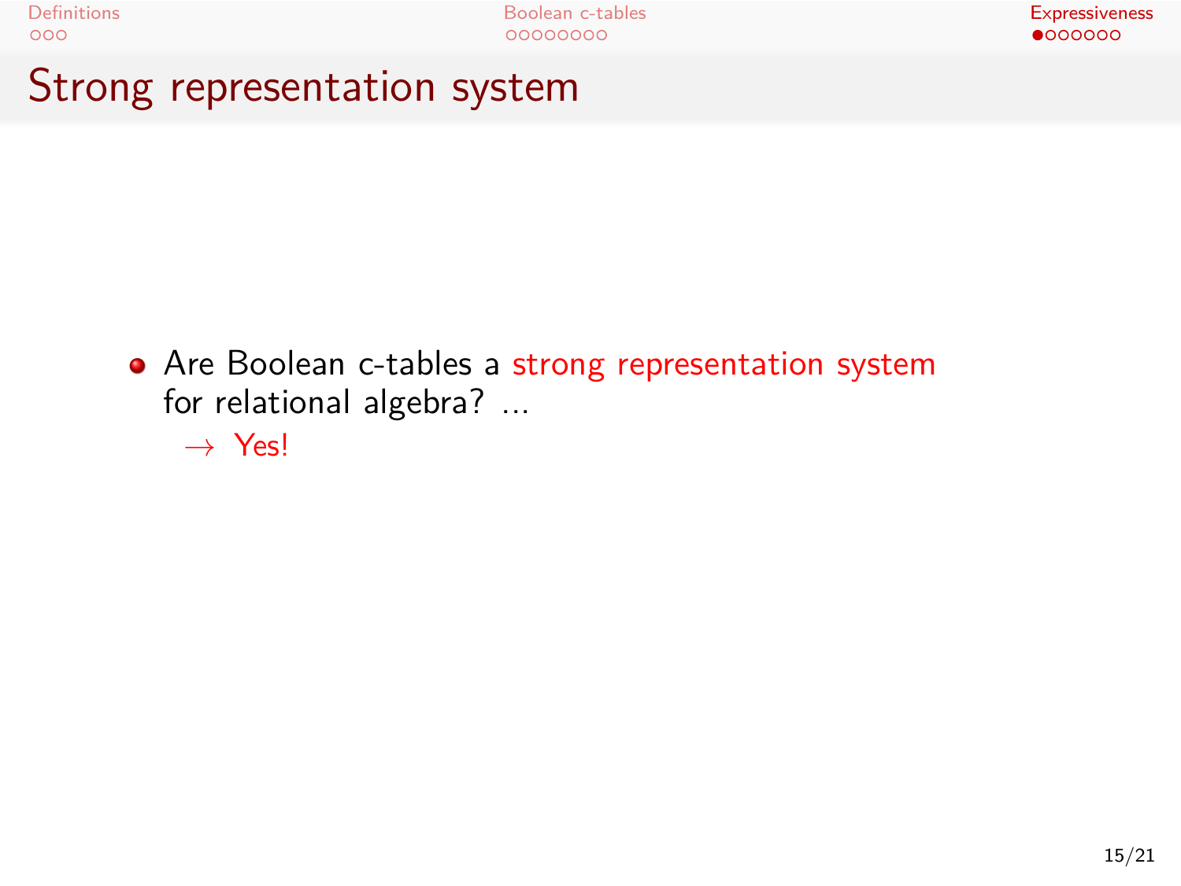# Strong representation system

- Are Boolean c-tables a strong representation system for relational algebra? ...

  $\rightarrow$ Yes!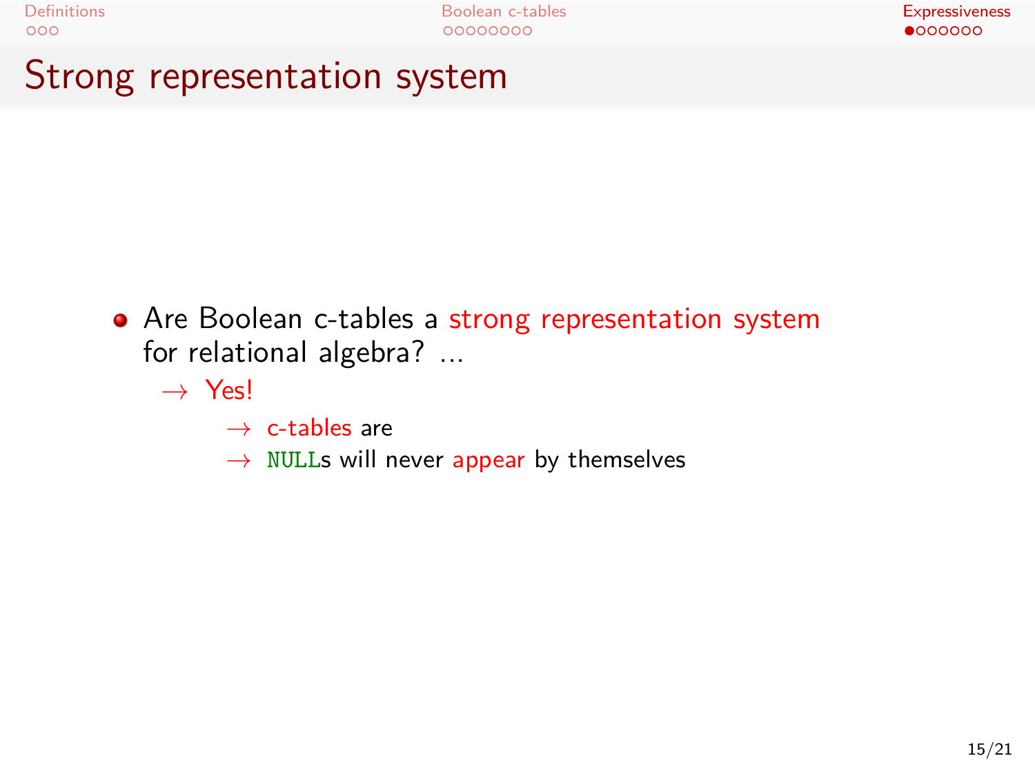# Strong representation system

- Are Boolean c-tables a strong representation system for relational algebra? ...
  - → Yes!
    - → c-tables are
    - → `NULL`s will never appear by themselves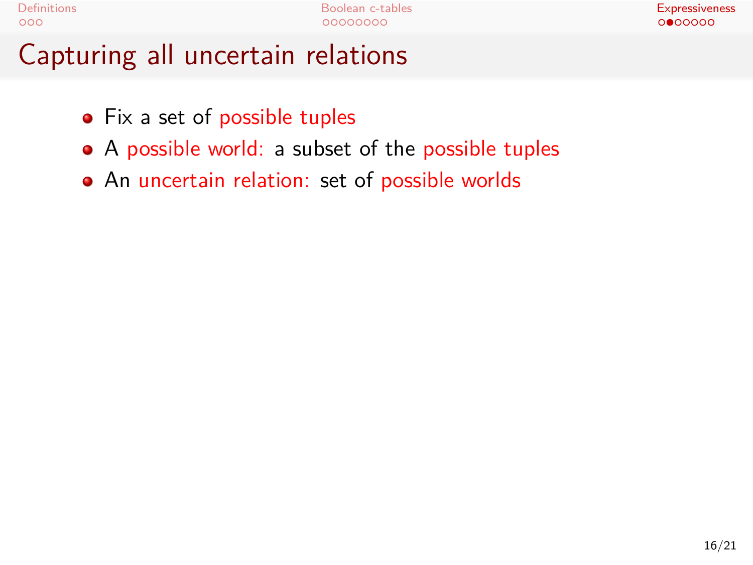# Capturing all uncertain relations

- Fix a set of possible tuples
- A possible world: a subset of the possible tuples
- An uncertain relation: set of possible worlds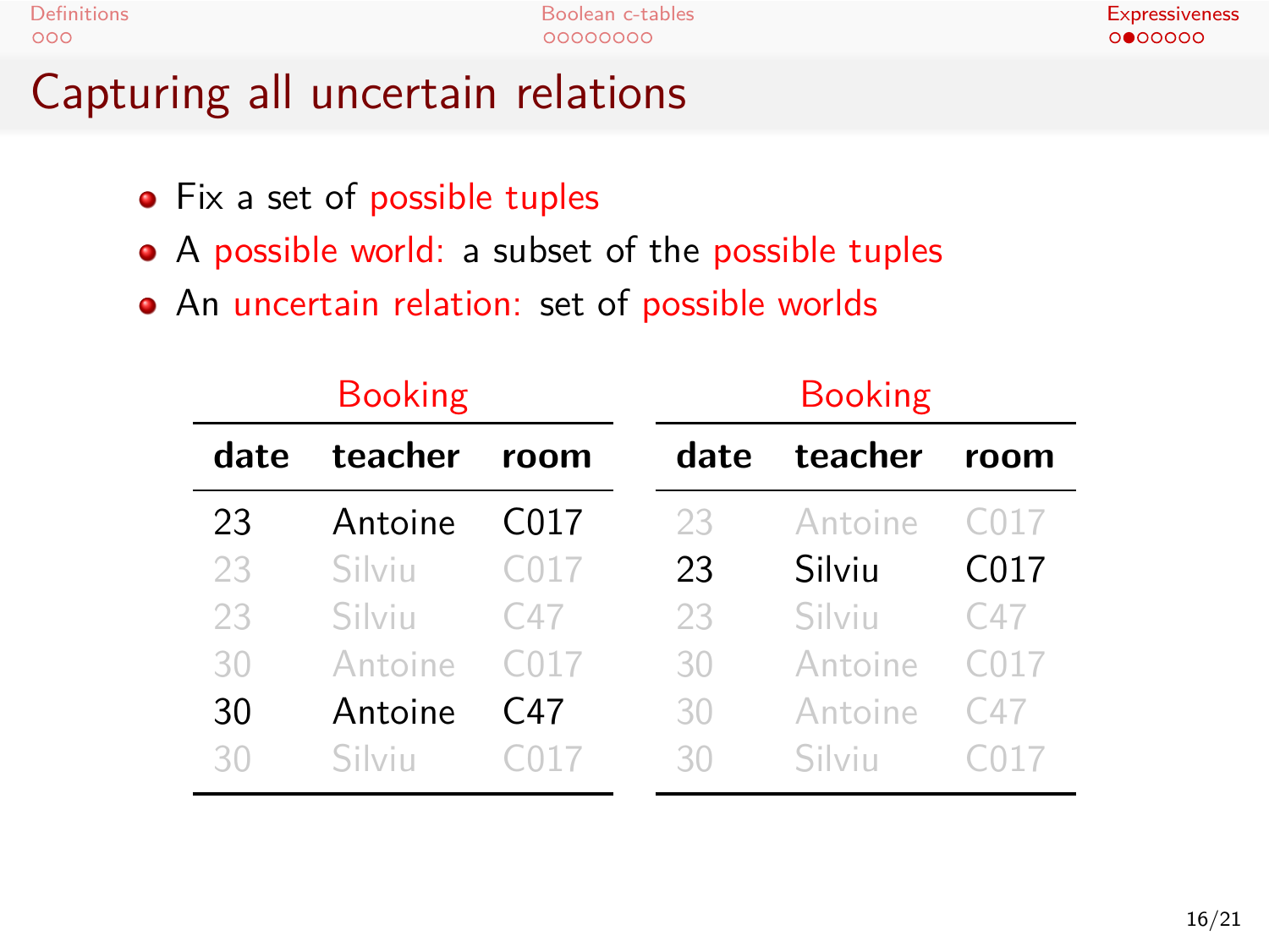# Capturing all uncertain relations

- Fix a set of possible tuples
- A possible world: a subset of the possible tuples
- An uncertain relation: set of possible worlds

**Booking**

| date | teacher | room |
|---|---|---|
| 23 | Antoine | C017 |
| 23 | Silviu | C017 |
| 23 | Silviu | C47 |
| 30 | Antoine | C017 |
| 30 | Antoine | C47 |
| 30 | Silviu | C017 |

**Booking**

| date | teacher | room |
|---|---|---|
| 23 | Antoine | C017 |
| 23 | Silviu | C017 |
| 23 | Silviu | C47 |
| 30 | Antoine | C017 |
| 30 | Antoine | C47 |
| 30 | Silviu | C017 |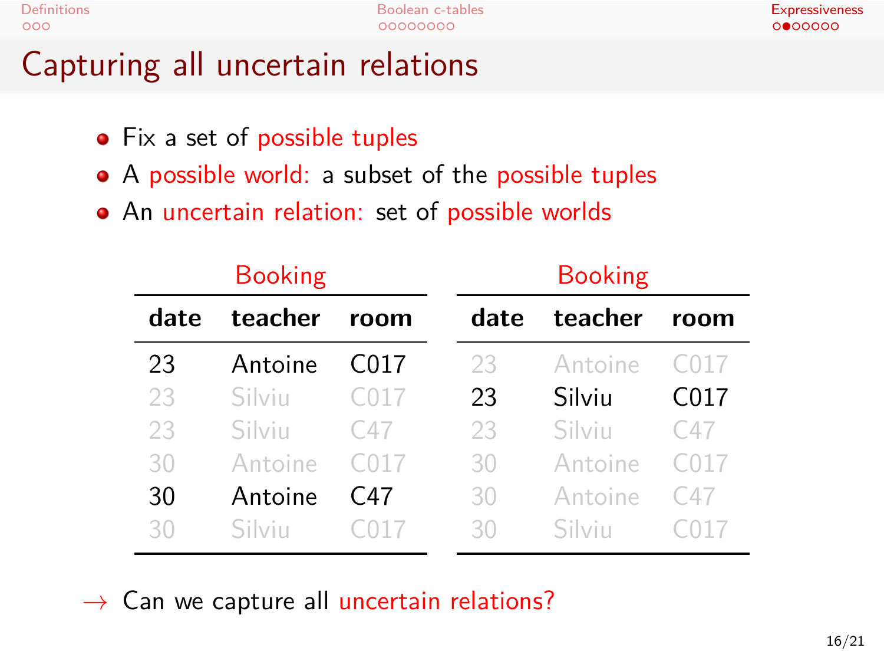# Capturing all uncertain relations

- Fix a set of possible tuples
- A possible world: a subset of the possible tuples
- An uncertain relation: set of possible worlds

**Booking**

| date | teacher | room |
|---|---|---|
| 23 | Antoine | C017 |
| 23 | Silviu | C017 |
| 23 | Silviu | C47 |
| 30 | Antoine | C017 |
| 30 | Antoine | C47 |
| 30 | Silviu | C017 |

**Booking**

| date | teacher | room |
|---|---|---|
| 23 | Antoine | C017 |
| 23 | Silviu | C017 |
| 23 | Silviu | C47 |
| 30 | Antoine | C017 |
| 30 | Antoine | C47 |
| 30 | Silviu | C017 |

→ Can we capture all uncertain relations?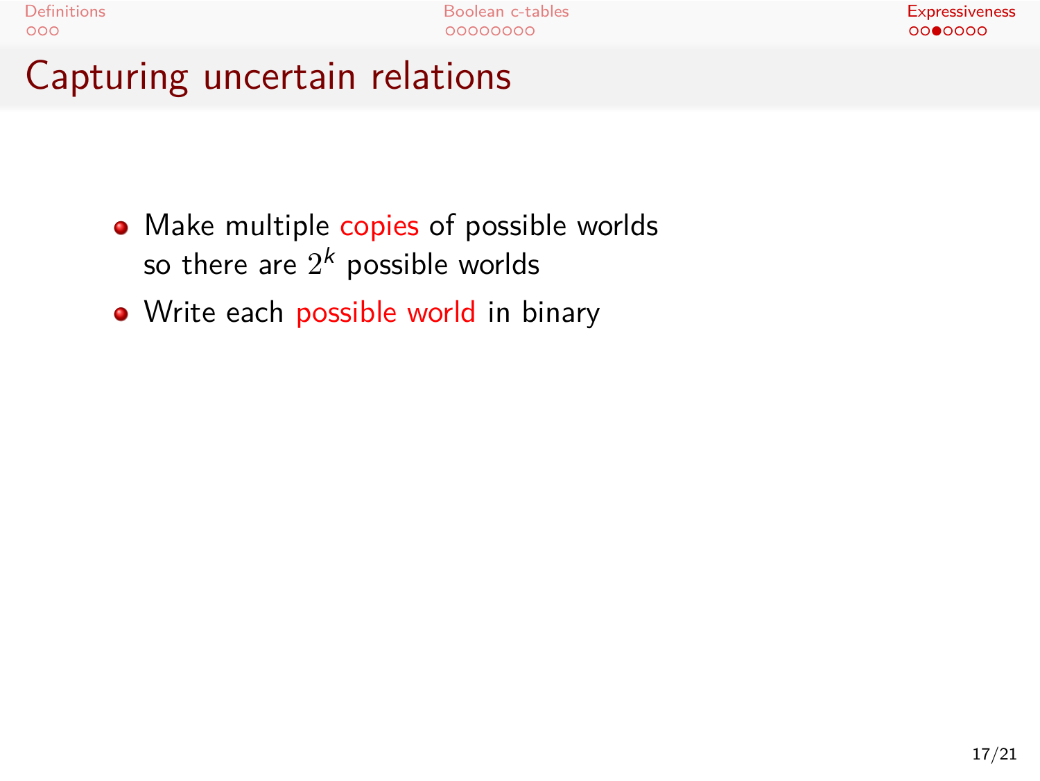# Capturing uncertain relations

- Make multiple copies of possible worlds so there are $2^k$ possible worlds
- Write each possible world in binary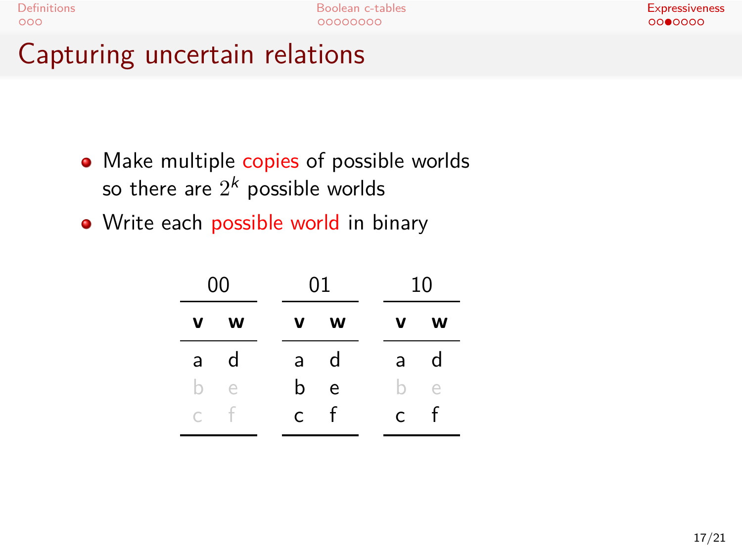# Capturing uncertain relations

- Make multiple copies of possible worlds so there are $2^k$ possible worlds
- Write each possible world in binary

**00**

| v | w |
|---|---|
| a | d |
| b | e |
| c | f |

**01**

| v | w |
|---|---|
| a | d |
| b | e |
| c | f |

**10**

| v | w |
|---|---|
| a | d |
| b | e |
| c | f |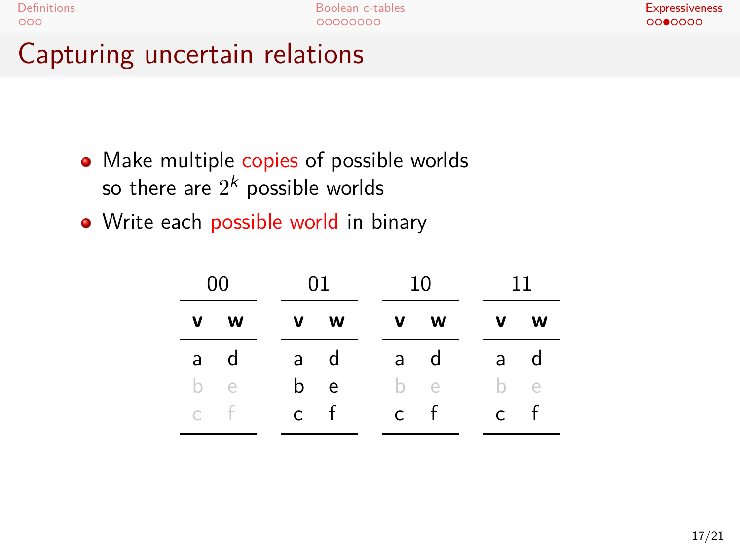# Capturing uncertain relations

- Make multiple copies of possible worlds so there are $2^k$ possible worlds
- Write each possible world in binary

**00**

| v | w |
|---|---|
| a | d |
| b | e |
| c | f |

**01**

| v | w |
|---|---|
| a | d |
| b | e |
| c | f |

**10**

| v | w |
|---|---|
| a | d |
| b | e |
| c | f |

**11**

| v | w |
|---|---|
| a | d |
| b | e |
| c | f |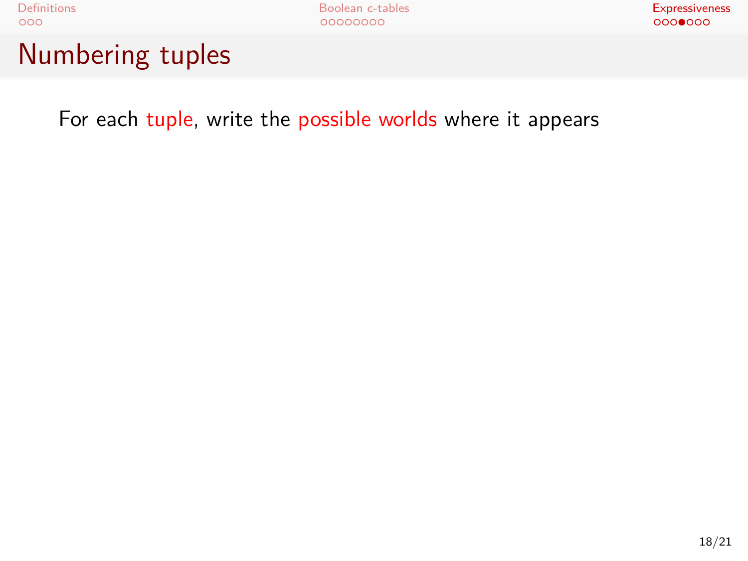# Numbering tuples

For each tuple, write the possible worlds where it appears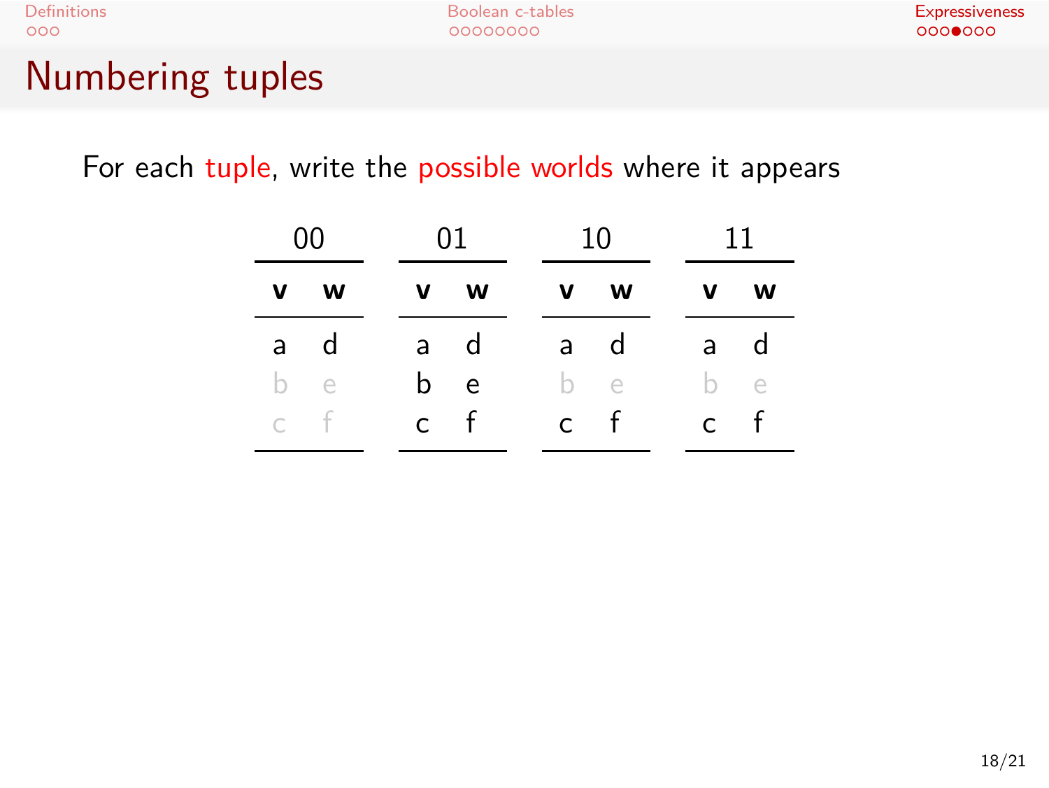# Numbering tuples

For each tuple, write the possible worlds where it appears

| 00 | |
|---|---|
| **v** | **w** |
| a | d |
| b | e |
| c | f |

| 01 | |
|---|---|
| **v** | **w** |
| a | d |
| b | e |
| c | f |

| 10 | |
|---|---|
| **v** | **w** |
| a | d |
| b | e |
| c | f |

| 11 | |
|---|---|
| **v** | **w** |
| a | d |
| b | e |
| c | f |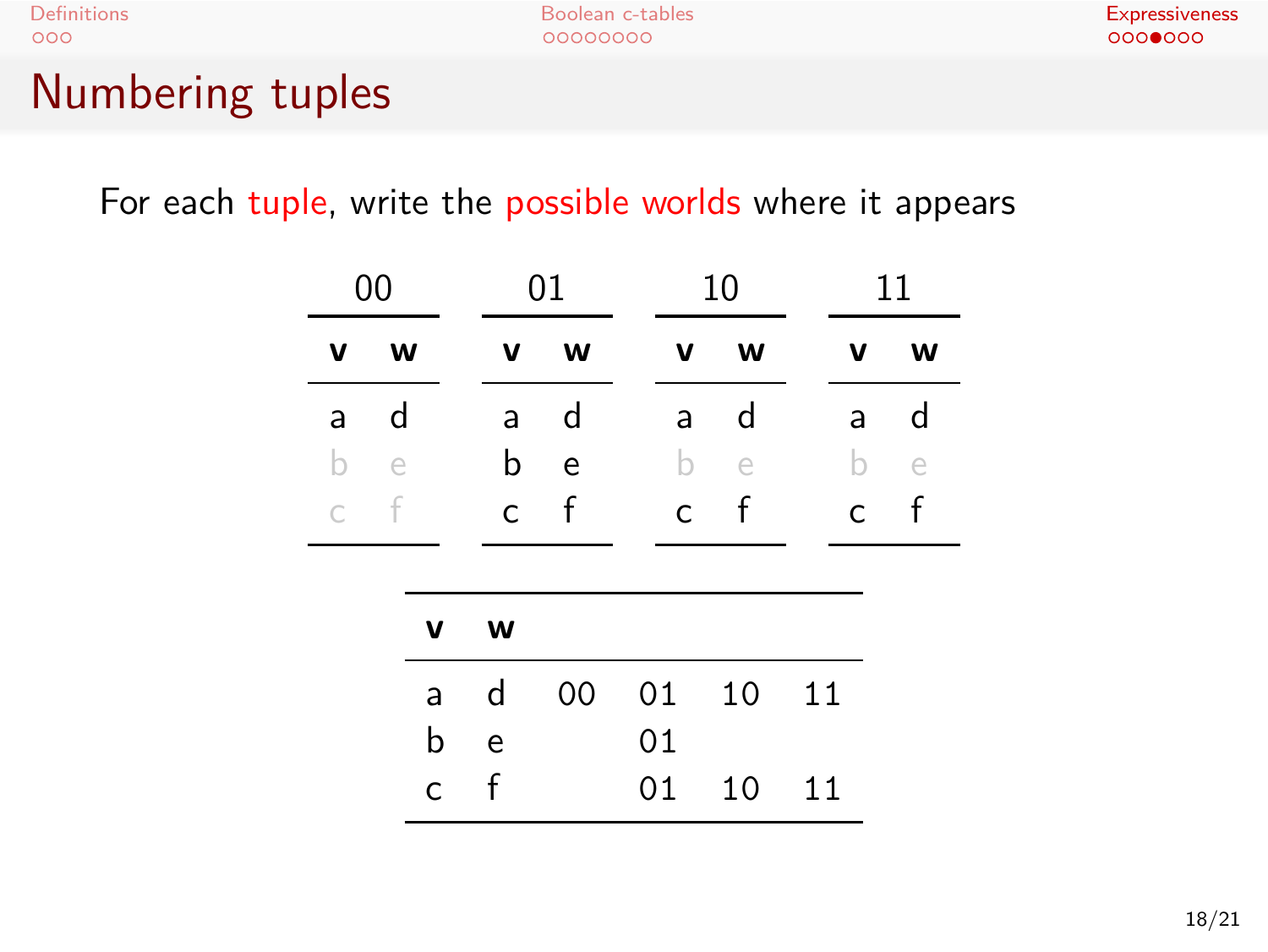# Numbering tuples

For each tuple, write the possible worlds where it appears

**00**

| v | w |
|---|---|
| a | d |
| b | e |
| c | f |

**01**

| v | w |
|---|---|
| a | d |
| b | e |
| c | f |

**10**

| v | w |
|---|---|
| a | d |
| b | e |
| c | f |

**11**

| v | w |
|---|---|
| a | d |
| b | e |
| c | f |

| v | w | | | | |
|---|---|---|---|---|---|
| a | d | 00 | 01 | 10 | 11 |
| b | e | | 01 | | |
| c | f | | 01 | 10 | 11 |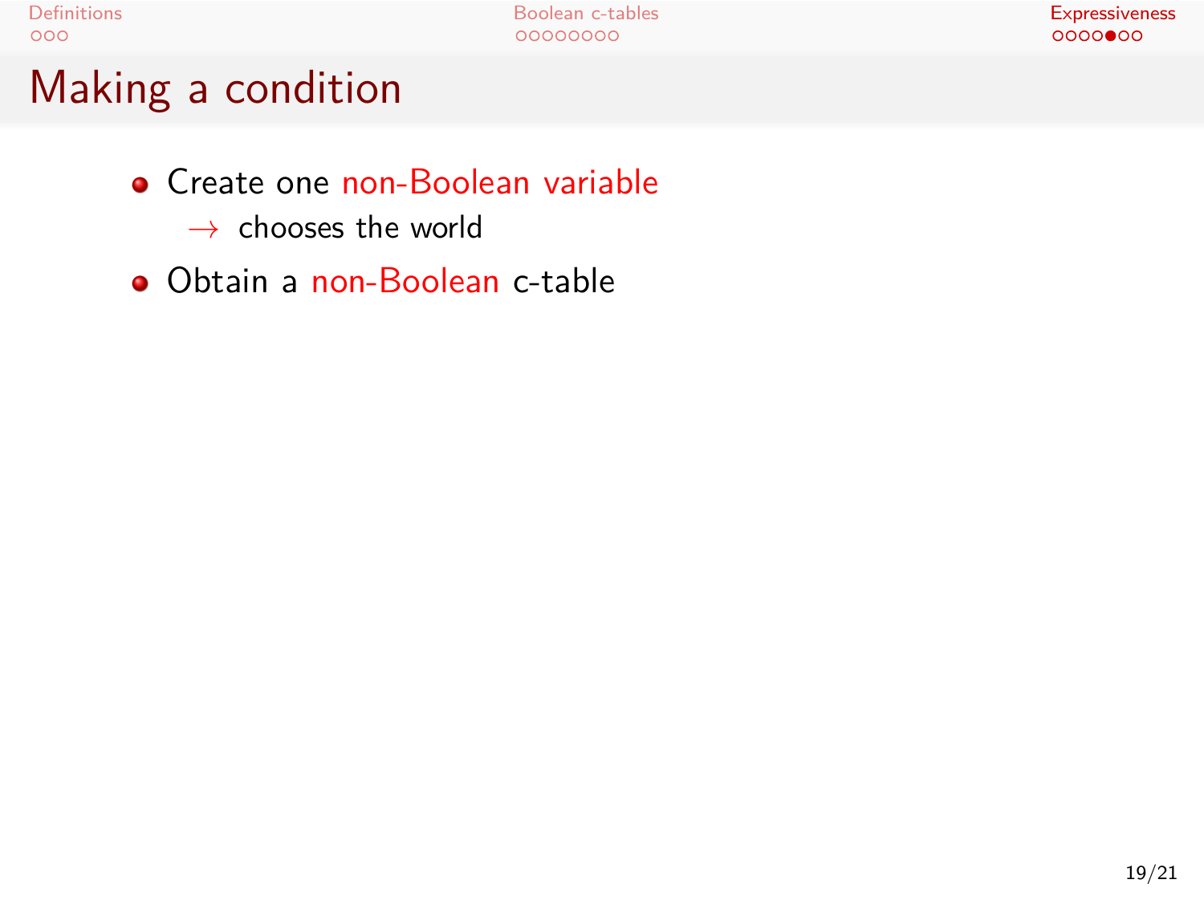# Making a condition

- Create one non-Boolean variable
  - $\rightarrow$ chooses the world
- Obtain a non-Boolean c-table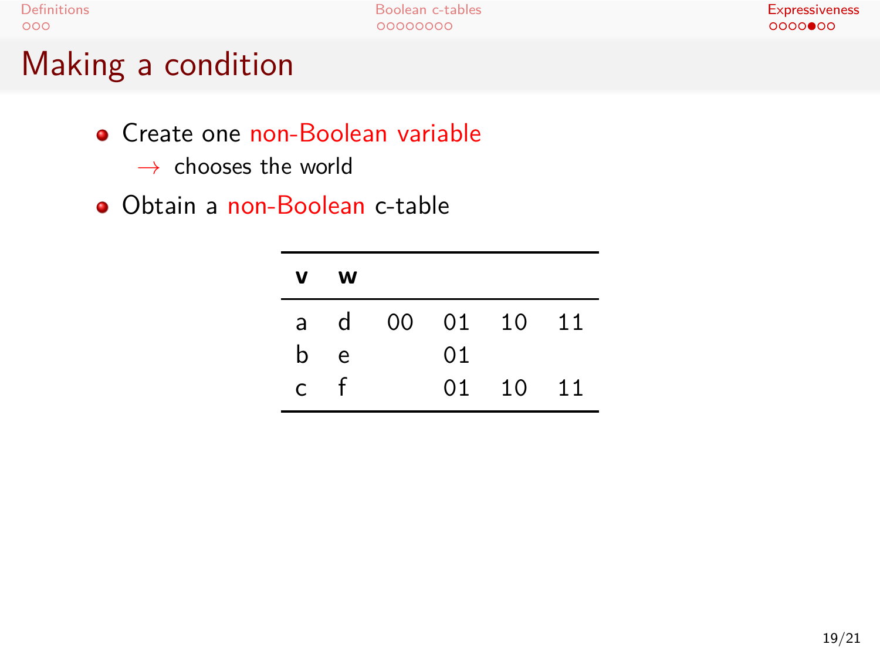# Making a condition

- Create one non-Boolean variable
  - → chooses the world
- Obtain a non-Boolean c-table

| **v** | **w** | | | | |
|---|---|---|---|---|---|
| a | d | 00 | 01 | 10 | 11 |
| b | e | | 01 | | |
| c | f | | 01 | 10 | 11 |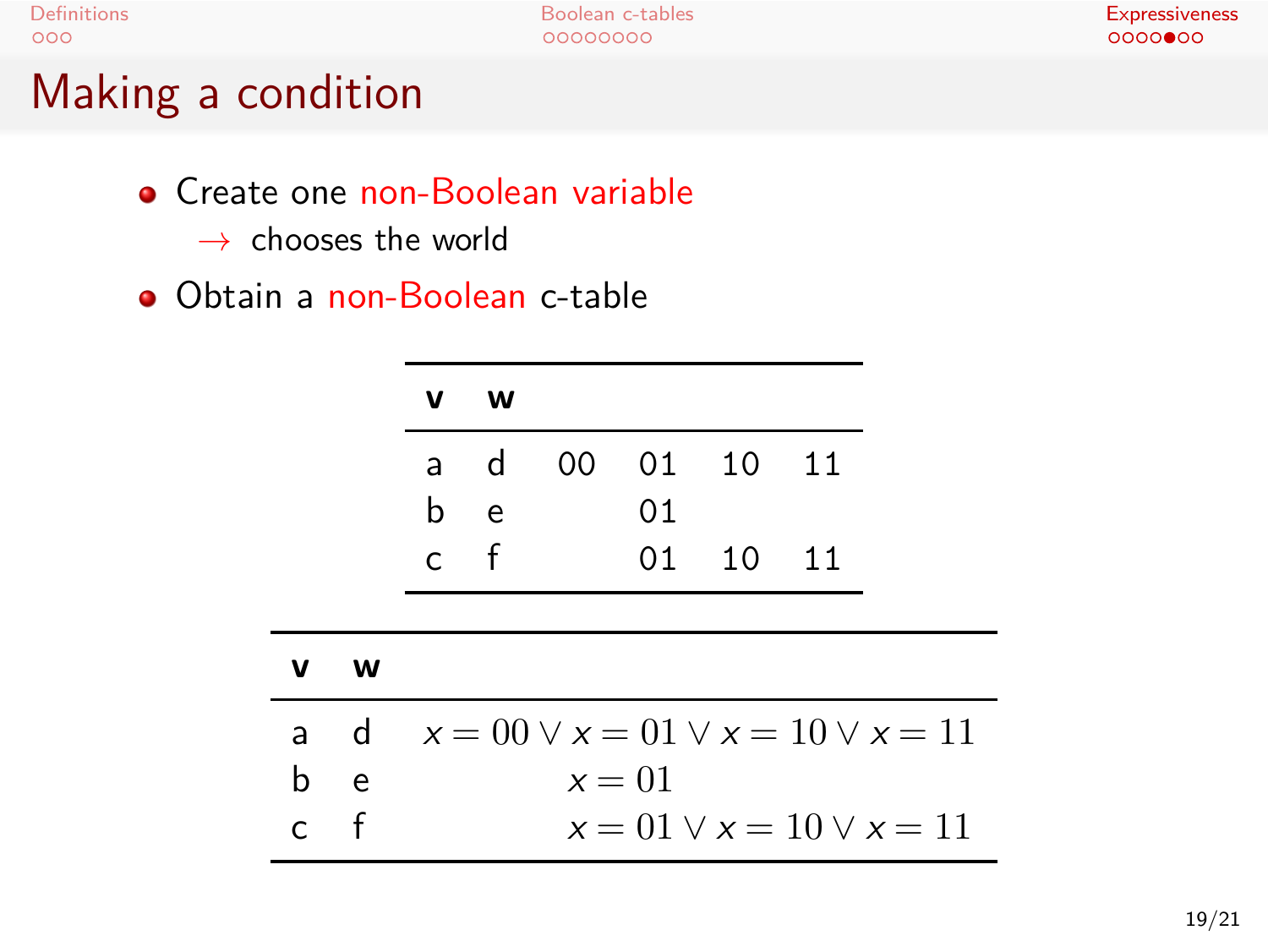# Making a condition

- Create one non-Boolean variable
  - → chooses the world
- Obtain a non-Boolean c-table

| v | w | | | | |
|---|---|---|---|---|---|
| a | d | 00 | 01 | 10 | 11 |
| b | e | | 01 | | |
| c | f | | 01 | 10 | 11 |

| v | w | |
|---|---|---|
| a | d | $x = 00 \lor x = 01 \lor x = 10 \lor x = 11$ |
| b | e | $x = 01$ |
| c | f | $x = 01 \lor x = 10 \lor x = 11$ |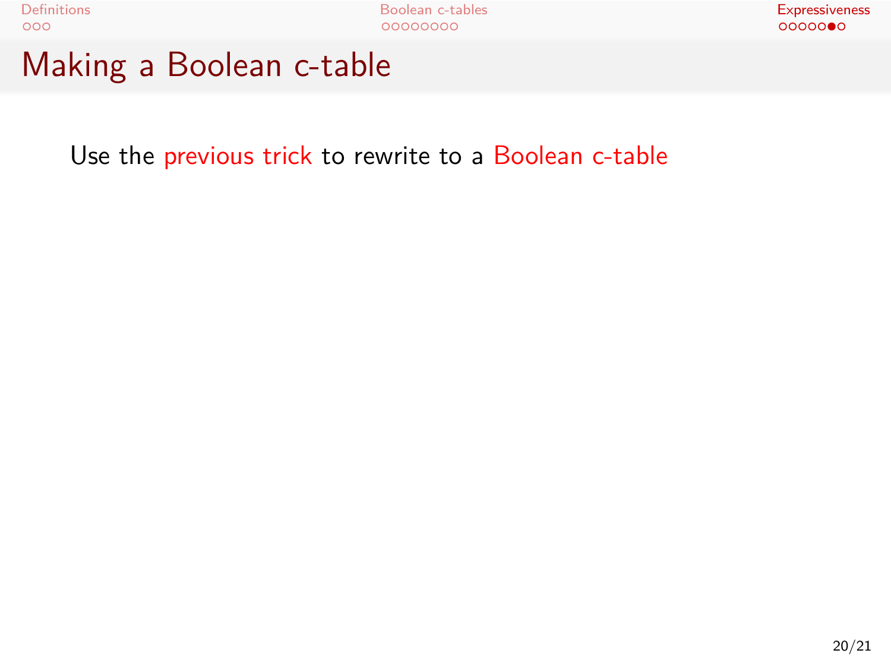# Making a Boolean c-table

Use the previous trick to rewrite to a Boolean c-table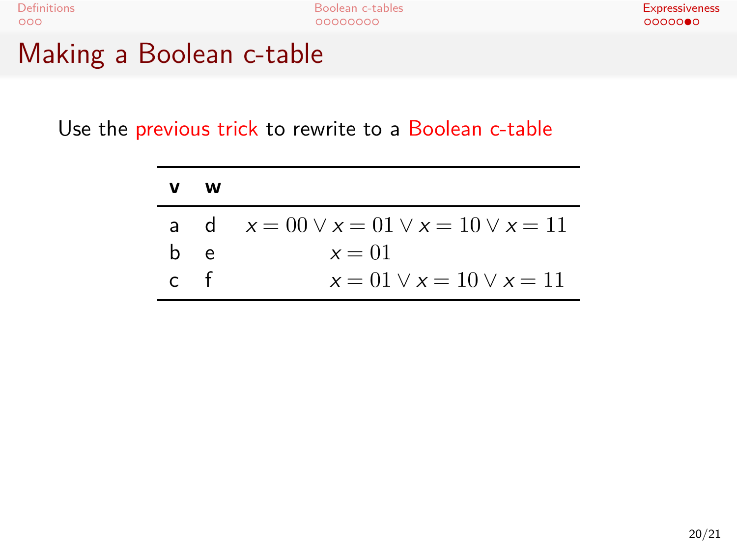# Making a Boolean c-table

Use the previous trick to rewrite to a Boolean c-table

| **v** | **w** | |
|---|---|---|
| a | d | $x = 00 \lor x = 01 \lor x = 10 \lor x = 11$ |
| b | e | $x = 01$ |
| c | f | $x = 01 \lor x = 10 \lor x = 11$ |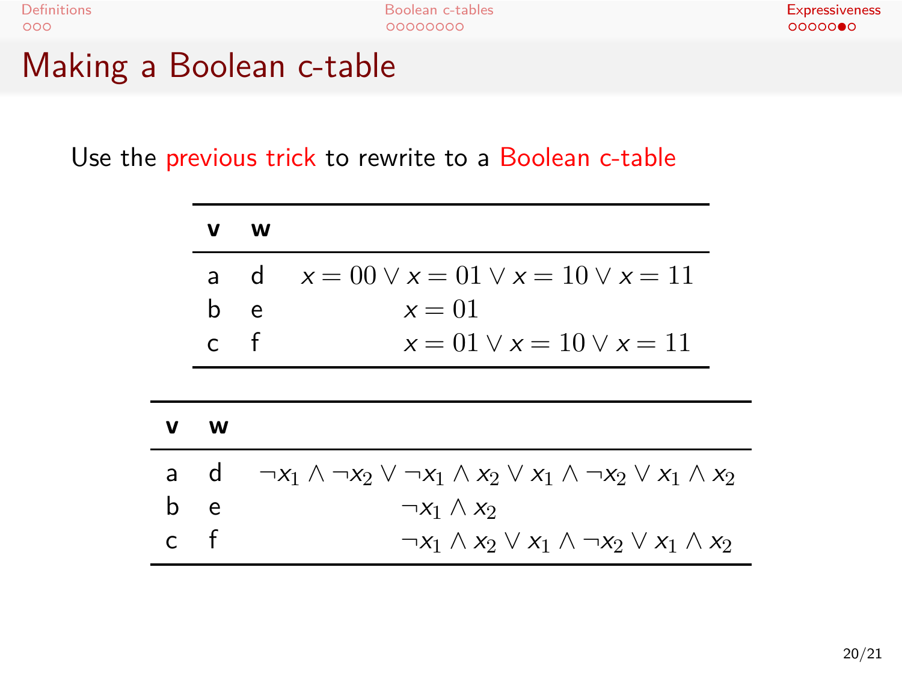# Making a Boolean c-table

Use the previous trick to rewrite to a Boolean c-table

| v | w | |
|---|---|---|
| a | d | $x = 00 \lor x = 01 \lor x = 10 \lor x = 11$ |
| b | e | $x = 01$ |
| c | f | $x = 01 \lor x = 10 \lor x = 11$ |

| v | w | |
|---|---|---|
| a | d | $\neg x_1 \land \neg x_2 \lor \neg x_1 \land x_2 \lor x_1 \land \neg x_2 \lor x_1 \land x_2$ |
| b | e | $\neg x_1 \land x_2$ |
| c | f | $\neg x_1 \land x_2 \lor x_1 \land \neg x_2 \lor x_1 \land x_2$ |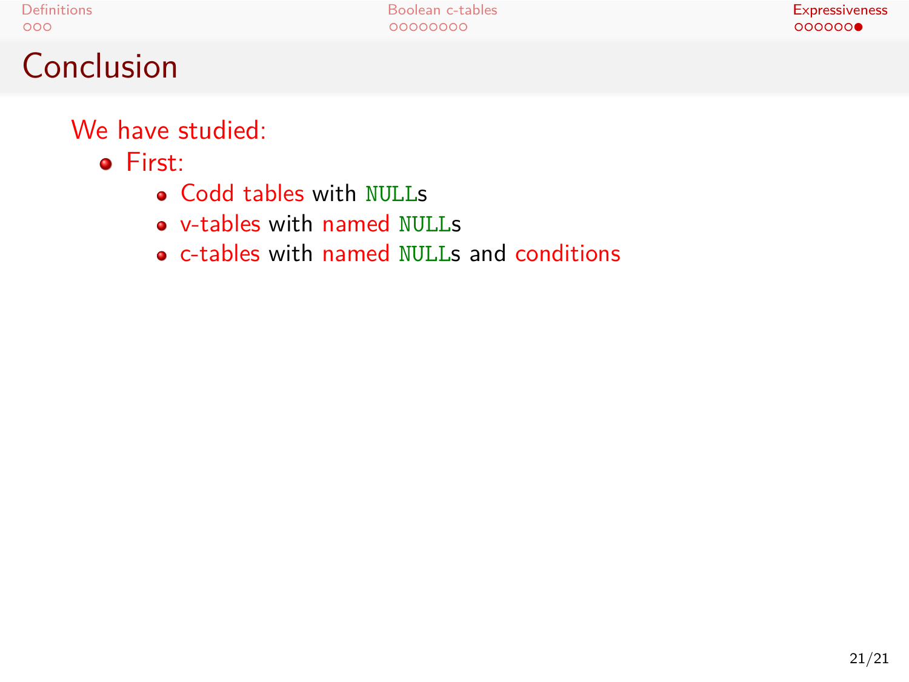# Conclusion

We have studied:

- First:
  - Codd tables with `NULL`s
  - v-tables with named `NULL`s
  - c-tables with named `NULL`s and conditions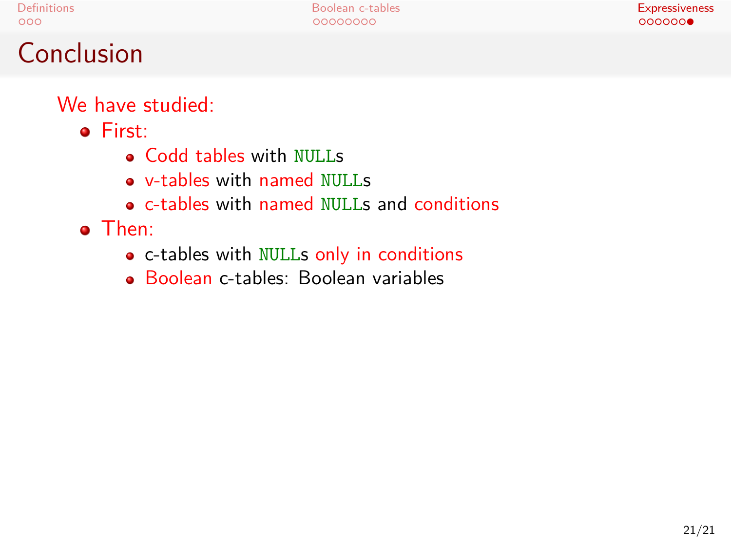# Conclusion

We have studied:

- First:
  - Codd tables with `NULL`s
  - v-tables with named `NULL`s
  - c-tables with named `NULL`s and conditions
- Then:
  - c-tables with `NULL`s only in conditions
  - Boolean c-tables: Boolean variables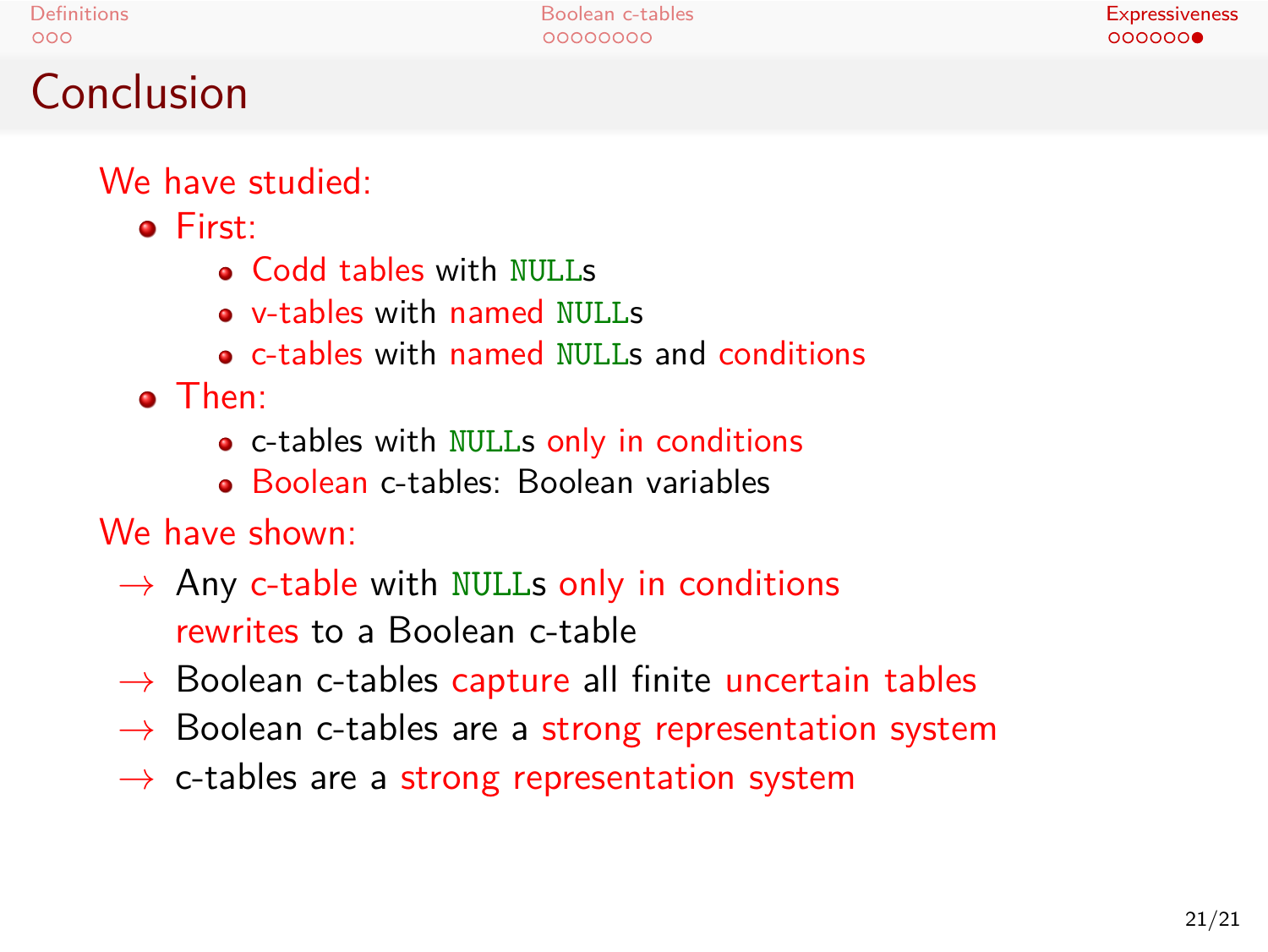# Conclusion

We have studied:

- First:
  - Codd tables with `NULL`s
  - v-tables with named `NULL`s
  - c-tables with named `NULL`s and conditions
- Then:
  - c-tables with `NULL`s only in conditions
  - Boolean c-tables: Boolean variables

We have shown:

→ Any c-table with `NULL`s only in conditions rewrites to a Boolean c-table

→ Boolean c-tables capture all finite uncertain tables

→ Boolean c-tables are a strong representation system

→ c-tables are a strong representation system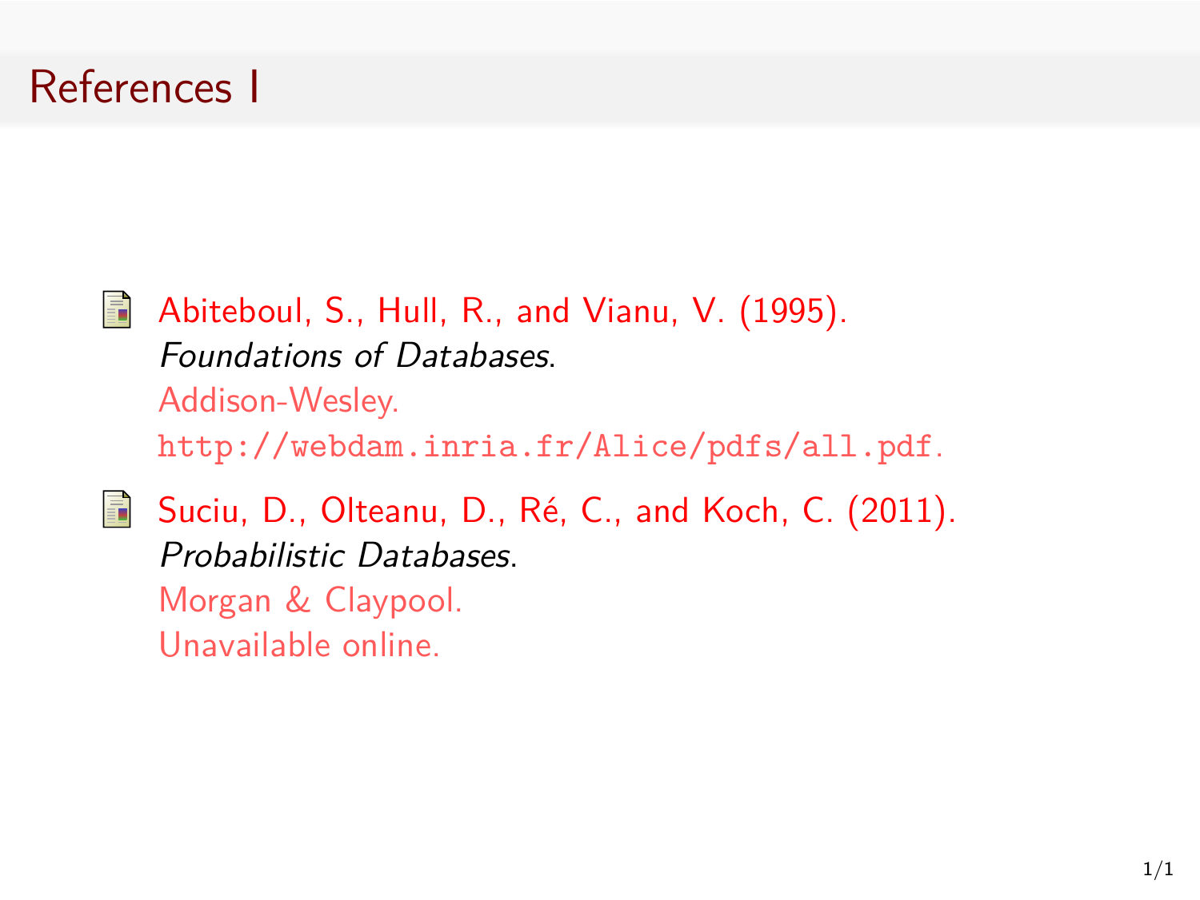# References I

- Abiteboul, S., Hull, R., and Vianu, V. (1995).
  *Foundations of Databases*.
  Addison-Wesley.
  http://webdam.inria.fr/Alice/pdfs/all.pdf.

- Suciu, D., Olteanu, D., Ré, C., and Koch, C. (2011).
  *Probabilistic Databases*.
  Morgan & Claypool.
  Unavailable online.